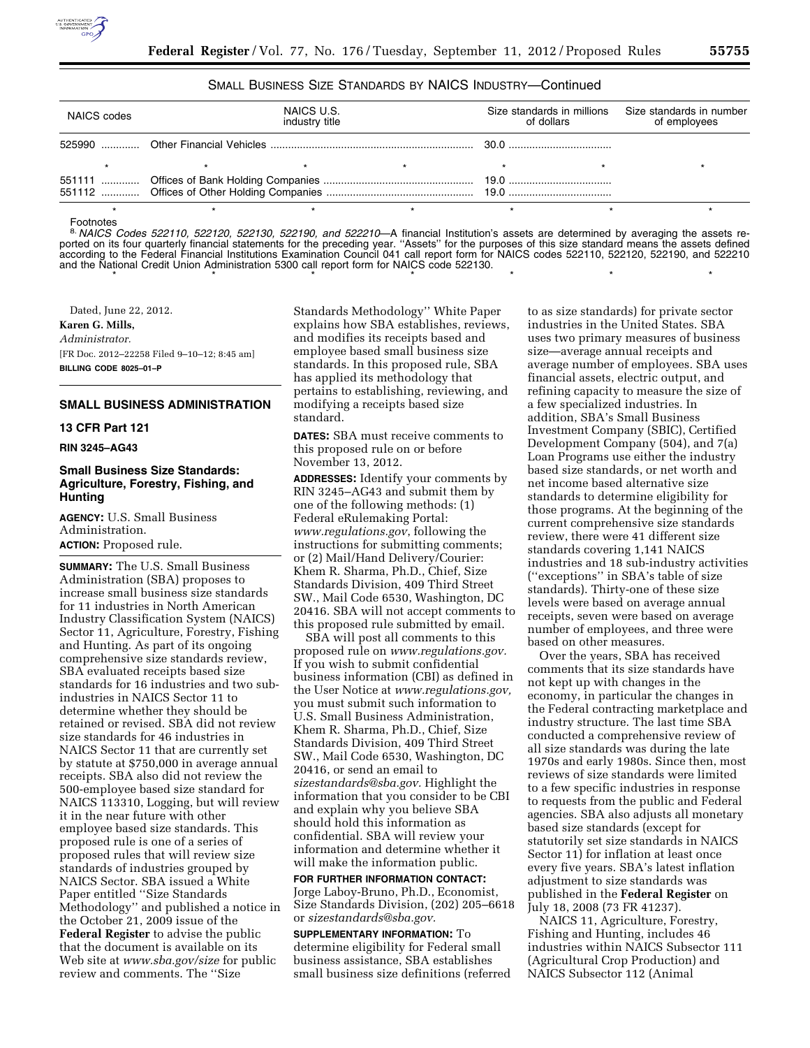SMALL BUSINESS SIZE STANDARDS BY NAICS INDUSTRY—Continued

| NAICS codes | NAICS U.S. industry title | Size standards in millions of dollars | Size standards in number of employees |
|---|---|---|---|
| 525990 | Other Financial Vehicles | 30.0 | |
| * | * * * | * * | * |
| 551111 | Offices of Bank Holding Companies | 19.0 | |
| 551112 | Offices of Other Holding Companies | 19.0 | |
| * | * * * | * * | * |

Footnotes

[8] *NAICS Codes 522110, 522120, 522130, 522190, and 522210*—A financial Institution's assets are determined by averaging the assets reported on its four quarterly financial statements for the preceding year. "Assets" for the purposes of this size standard means the assets defined according to the Federal Financial Institutions Examination Council 041 call report form for NAICS codes 522110, 522120, 522190, and 522210 and the National Credit Union Administration 5300 call report form for NAICS code 522130.

\* \* \* \* \* \* \*

Dated, June 22, 2012.

**Karen G. Mills,**

*Administrator.*

[FR Doc. 2012–22258 Filed 9–10–12; 8:45 am]

**BILLING CODE 8025–01–P**

## SMALL BUSINESS ADMINISTRATION

### 13 CFR Part 121

**RIN 3245–AG43**

### Small Business Size Standards: Agriculture, Forestry, Fishing, and Hunting

**AGENCY:** U.S. Small Business Administration.

**ACTION:** Proposed rule.

**SUMMARY:** The U.S. Small Business Administration (SBA) proposes to increase small business size standards for 11 industries in North American Industry Classification System (NAICS) Sector 11, Agriculture, Forestry, Fishing and Hunting. As part of its ongoing comprehensive size standards review, SBA evaluated receipts based size standards for 16 industries and two sub-industries in NAICS Sector 11 to determine whether they should be retained or revised. SBA did not review size standards for 46 industries in NAICS Sector 11 that are currently set by statute at $750,000 in average annual receipts. SBA also did not review the 500-employee based size standard for NAICS 113310, Logging, but will review it in the near future with other employee based size standards. This proposed rule is one of a series of proposed rules that will review size standards of industries grouped by NAICS Sector. SBA issued a White Paper entitled "Size Standards Methodology" and published a notice in the October 21, 2009 issue of the **Federal Register** to advise the public that the document is available on its Web site at *www.sba.gov/size* for public review and comments. The "Size Standards Methodology" White Paper explains how SBA establishes, reviews, and modifies its receipts based and employee based small business size standards. In this proposed rule, SBA has applied its methodology that pertains to establishing, reviewing, and modifying a receipts based size standard.

**DATES:** SBA must receive comments to this proposed rule on or before November 13, 2012.

**ADDRESSES:** Identify your comments by RIN 3245–AG43 and submit them by one of the following methods: (1) Federal eRulemaking Portal: *www.regulations.gov*, following the instructions for submitting comments; or (2) Mail/Hand Delivery/Courier: Khem R. Sharma, Ph.D., Chief, Size Standards Division, 409 Third Street SW., Mail Code 6530, Washington, DC 20416. SBA will not accept comments to this proposed rule submitted by email.

SBA will post all comments to this proposed rule on *www.regulations.gov.* If you wish to submit confidential business information (CBI) as defined in the User Notice at *www.regulations.gov,* you must submit such information to U.S. Small Business Administration, Khem R. Sharma, Ph.D., Chief, Size Standards Division, 409 Third Street SW., Mail Code 6530, Washington, DC 20416, or send an email to *sizestandards@sba.gov.* Highlight the information that you consider to be CBI and explain why you believe SBA should hold this information as confidential. SBA will review your information and determine whether it will make the information public.

**FOR FURTHER INFORMATION CONTACT:** Jorge Laboy-Bruno, Ph.D., Economist, Size Standards Division, (202) 205–6618 or *sizestandards@sba.gov.*

**SUPPLEMENTARY INFORMATION:** To determine eligibility for Federal small business assistance, SBA establishes small business size definitions (referred to as size standards) for private sector industries in the United States. SBA uses two primary measures of business size—average annual receipts and average number of employees. SBA uses financial assets, electric output, and refining capacity to measure the size of a few specialized industries. In addition, SBA's Small Business Investment Company (SBIC), Certified Development Company (504), and 7(a) Loan Programs use either the industry based size standards, or net worth and net income based alternative size standards to determine eligibility for those programs. At the beginning of the current comprehensive size standards review, there were 41 different size standards covering 1,141 NAICS industries and 18 sub-industry activities ("exceptions" in SBA's table of size standards). Thirty-one of these size levels were based on average annual receipts, seven were based on average number of employees, and three were based on other measures.

Over the years, SBA has received comments that its size standards have not kept up with changes in the economy, in particular the changes in the Federal contracting marketplace and industry structure. The last time SBA conducted a comprehensive review of all size standards was during the late 1970s and early 1980s. Since then, most reviews of size standards were limited to a few specific industries in response to requests from the public and Federal agencies. SBA also adjusts all monetary based size standards (except for statutorily set size standards in NAICS Sector 11) for inflation at least once every five years. SBA's latest inflation adjustment to size standards was published in the **Federal Register** on July 18, 2008 (73 FR 41237).

NAICS 11, Agriculture, Forestry, Fishing and Hunting, includes 46 industries within NAICS Subsector 111 (Agricultural Crop Production) and NAICS Subsector 112 (Animal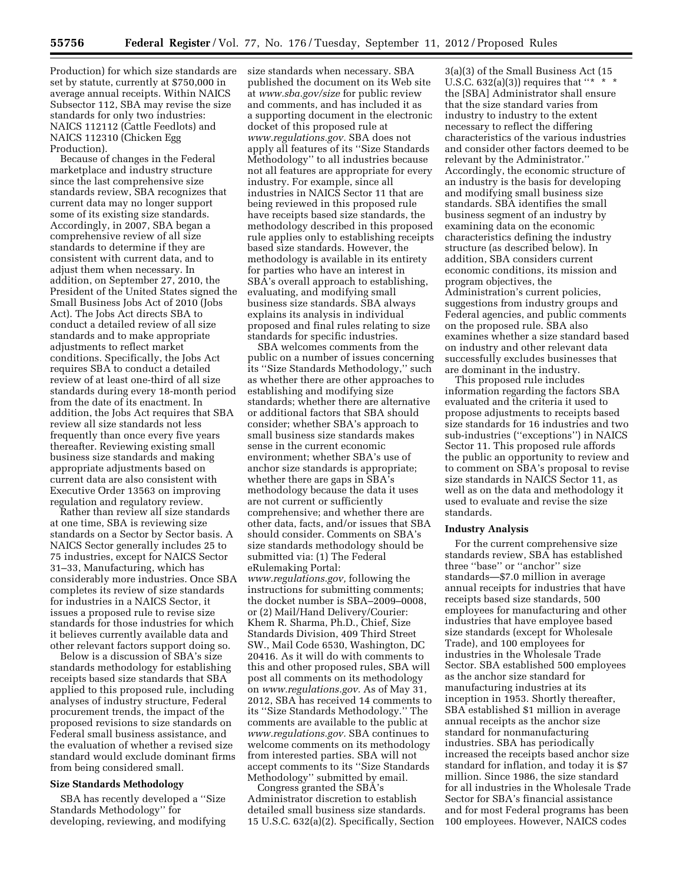Production) for which size standards are set by statute, currently at $750,000 in average annual receipts. Within NAICS Subsector 112, SBA may revise the size standards for only two industries: NAICS 112112 (Cattle Feedlots) and NAICS 112310 (Chicken Egg Production).

Because of changes in the Federal marketplace and industry structure since the last comprehensive size standards review, SBA recognizes that current data may no longer support some of its existing size standards. Accordingly, in 2007, SBA began a comprehensive review of all size standards to determine if they are consistent with current data, and to adjust them when necessary. In addition, on September 27, 2010, the President of the United States signed the Small Business Jobs Act of 2010 (Jobs Act). The Jobs Act directs SBA to conduct a detailed review of all size standards and to make appropriate adjustments to reflect market conditions. Specifically, the Jobs Act requires SBA to conduct a detailed review of at least one-third of all size standards during every 18-month period from the date of its enactment. In addition, the Jobs Act requires that SBA review all size standards not less frequently than once every five years thereafter. Reviewing existing small business size standards and making appropriate adjustments based on current data are also consistent with Executive Order 13563 on improving regulation and regulatory review.

Rather than review all size standards at one time, SBA is reviewing size standards on a Sector by Sector basis. A NAICS Sector generally includes 25 to 75 industries, except for NAICS Sector 31–33, Manufacturing, which has considerably more industries. Once SBA completes its review of size standards for industries in a NAICS Sector, it issues a proposed rule to revise size standards for those industries for which it believes currently available data and other relevant factors support doing so.

Below is a discussion of SBA's size standards methodology for establishing receipts based size standards that SBA applied to this proposed rule, including analyses of industry structure, Federal procurement trends, the impact of the proposed revisions to size standards on Federal small business assistance, and the evaluation of whether a revised size standard would exclude dominant firms from being considered small.

### Size Standards Methodology

SBA has recently developed a ''Size Standards Methodology'' for developing, reviewing, and modifying size standards when necessary. SBA published the document on its Web site at *www.sba.gov/size* for public review and comments, and has included it as a supporting document in the electronic docket of this proposed rule at *www.regulations.gov*. SBA does not apply all features of its ''Size Standards Methodology'' to all industries because not all features are appropriate for every industry. For example, since all industries in NAICS Sector 11 that are being reviewed in this proposed rule have receipts based size standards, the methodology described in this proposed rule applies only to establishing receipts based size standards. However, the methodology is available in its entirety for parties who have an interest in SBA's overall approach to establishing, evaluating, and modifying small business size standards. SBA always explains its analysis in individual proposed and final rules relating to size standards for specific industries.

SBA welcomes comments from the public on a number of issues concerning its ''Size Standards Methodology,'' such as whether there are other approaches to establishing and modifying size standards; whether there are alternative or additional factors that SBA should consider; whether SBA's approach to small business size standards makes sense in the current economic environment; whether SBA's use of anchor size standards is appropriate; whether there are gaps in SBA's methodology because the data it uses are not current or sufficiently comprehensive; and whether there are other data, facts, and/or issues that SBA should consider. Comments on SBA's size standards methodology should be submitted via: (1) The Federal eRulemaking Portal: *www.regulations.gov*, following the instructions for submitting comments; the docket number is SBA–2009–0008, or (2) Mail/Hand Delivery/Courier: Khem R. Sharma, Ph.D., Chief, Size Standards Division, 409 Third Street SW., Mail Code 6530, Washington, DC 20416. As it will do with comments to this and other proposed rules, SBA will post all comments on its methodology on *www.regulations.gov*. As of May 31, 2012, SBA has received 14 comments to its ''Size Standards Methodology.'' The comments are available to the public at *www.regulations.gov*. SBA continues to welcome comments on its methodology from interested parties. SBA will not accept comments to its ''Size Standards Methodology'' submitted by email.

Congress granted the SBA's Administrator discretion to establish detailed small business size standards. 15 U.S.C. 632(a)(2). Specifically, Section 3(a)(3) of the Small Business Act (15 U.S.C. 632(a)(3)) requires that ''* * * the [SBA] Administrator shall ensure that the size standard varies from industry to industry to the extent necessary to reflect the differing characteristics of the various industries and consider other factors deemed to be relevant by the Administrator.'' Accordingly, the economic structure of an industry is the basis for developing and modifying small business size standards. SBA identifies the small business segment of an industry by examining data on the economic characteristics defining the industry structure (as described below). In addition, SBA considers current economic conditions, its mission and program objectives, the Administration's current policies, suggestions from industry groups and Federal agencies, and public comments on the proposed rule. SBA also examines whether a size standard based on industry and other relevant data successfully excludes businesses that are dominant in the industry.

This proposed rule includes information regarding the factors SBA evaluated and the criteria it used to propose adjustments to receipts based size standards for 16 industries and two sub-industries (''exceptions'') in NAICS Sector 11. This proposed rule affords the public an opportunity to review and to comment on SBA's proposal to revise size standards in NAICS Sector 11, as well as on the data and methodology it used to evaluate and revise the size standards.

### Industry Analysis

For the current comprehensive size standards review, SBA has established three ''base'' or ''anchor'' size standards—$7.0 million in average annual receipts for industries that have receipts based size standards, 500 employees for manufacturing and other industries that have employee based size standards (except for Wholesale Trade), and 100 employees for industries in the Wholesale Trade Sector. SBA established 500 employees as the anchor size standard for manufacturing industries at its inception in 1953. Shortly thereafter, SBA established $1 million in average annual receipts as the anchor size standard for nonmanufacturing industries. SBA has periodically increased the receipts based anchor size standard for inflation, and today it is $7 million. Since 1986, the size standard for all industries in the Wholesale Trade Sector for SBA's financial assistance and for most Federal programs has been 100 employees. However, NAICS codes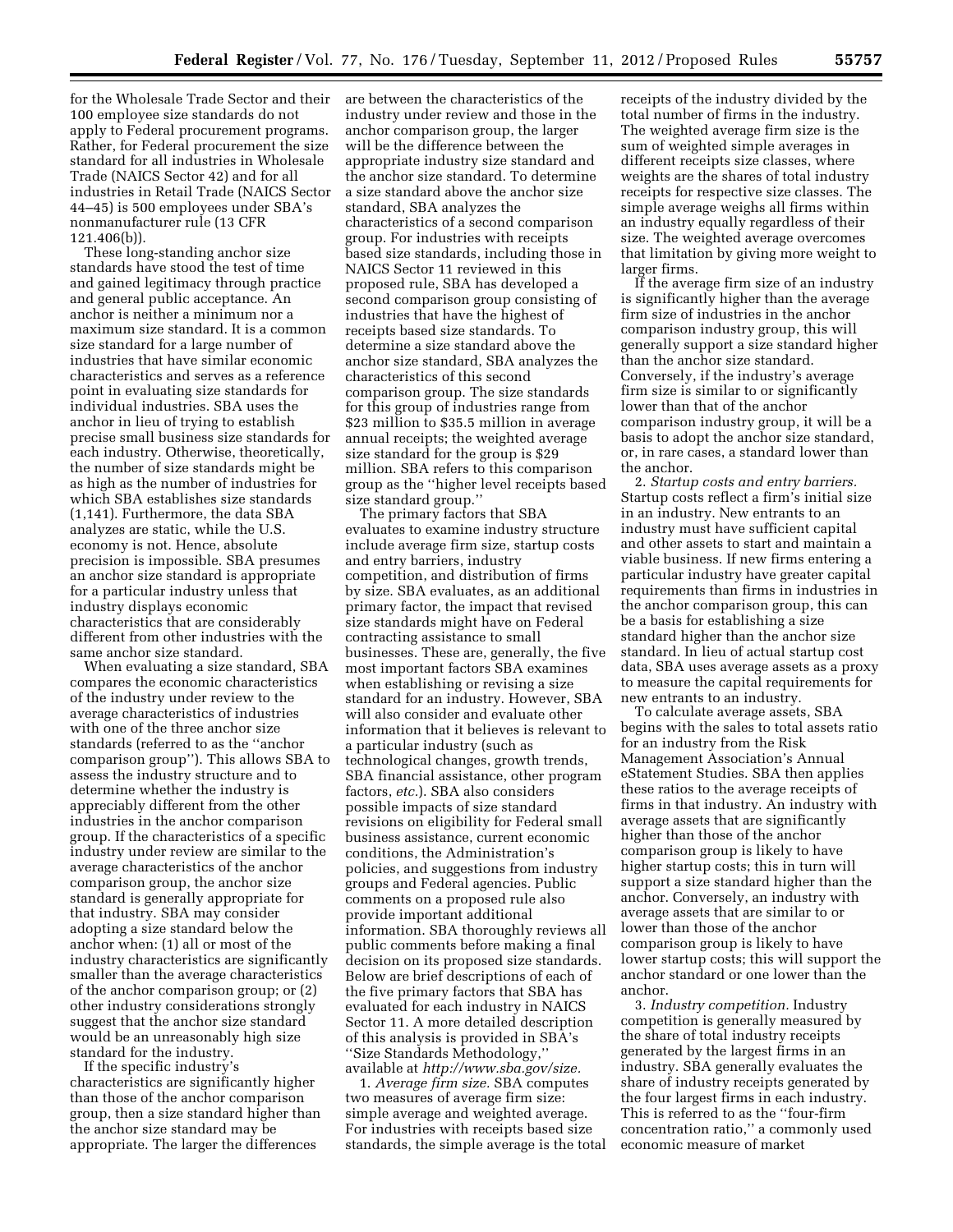for the Wholesale Trade Sector and their 100 employee size standards do not apply to Federal procurement programs. Rather, for Federal procurement the size standard for all industries in Wholesale Trade (NAICS Sector 42) and for all industries in Retail Trade (NAICS Sector 44–45) is 500 employees under SBA's nonmanufacturer rule (13 CFR 121.406(b)).

These long-standing anchor size standards have stood the test of time and gained legitimacy through practice and general public acceptance. An anchor is neither a minimum nor a maximum size standard. It is a common size standard for a large number of industries that have similar economic characteristics and serves as a reference point in evaluating size standards for individual industries. SBA uses the anchor in lieu of trying to establish precise small business size standards for each industry. Otherwise, theoretically, the number of size standards might be as high as the number of industries for which SBA establishes size standards (1,141). Furthermore, the data SBA analyzes are static, while the U.S. economy is not. Hence, absolute precision is impossible. SBA presumes an anchor size standard is appropriate for a particular industry unless that industry displays economic characteristics that are considerably different from other industries with the same anchor size standard.

When evaluating a size standard, SBA compares the economic characteristics of the industry under review to the average characteristics of industries with one of the three anchor size standards (referred to as the ''anchor comparison group''). This allows SBA to assess the industry structure and to determine whether the industry is appreciably different from the other industries in the anchor comparison group. If the characteristics of a specific industry under review are similar to the average characteristics of the anchor comparison group, the anchor size standard is generally appropriate for that industry. SBA may consider adopting a size standard below the anchor when: (1) all or most of the industry characteristics are significantly smaller than the average characteristics of the anchor comparison group; or (2) other industry considerations strongly suggest that the anchor size standard would be an unreasonably high size standard for the industry.

If the specific industry's characteristics are significantly higher than those of the anchor comparison group, then a size standard higher than the anchor size standard may be appropriate. The larger the differences are between the characteristics of the industry under review and those in the anchor comparison group, the larger will be the difference between the appropriate industry size standard and the anchor size standard. To determine a size standard above the anchor size standard, SBA analyzes the characteristics of a second comparison group. For industries with receipts based size standards, including those in NAICS Sector 11 reviewed in this proposed rule, SBA has developed a second comparison group consisting of industries that have the highest of receipts based size standards. To determine a size standard above the anchor size standard, SBA analyzes the characteristics of this second comparison group. The size standards for this group of industries range from $23 million to $35.5 million in average annual receipts; the weighted average size standard for the group is $29 million. SBA refers to this comparison group as the ''higher level receipts based size standard group.''

The primary factors that SBA evaluates to examine industry structure include average firm size, startup costs and entry barriers, industry competition, and distribution of firms by size. SBA evaluates, as an additional primary factor, the impact that revised size standards might have on Federal contracting assistance to small businesses. These are, generally, the five most important factors SBA examines when establishing or revising a size standard for an industry. However, SBA will also consider and evaluate other information that it believes is relevant to a particular industry (such as technological changes, growth trends, SBA financial assistance, other program factors, *etc.*). SBA also considers possible impacts of size standard revisions on eligibility for Federal small business assistance, current economic conditions, the Administration's policies, and suggestions from industry groups and Federal agencies. Public comments on a proposed rule also provide important additional information. SBA thoroughly reviews all public comments before making a final decision on its proposed size standards. Below are brief descriptions of each of the five primary factors that SBA has evaluated for each industry in NAICS Sector 11. A more detailed description of this analysis is provided in SBA's ''Size Standards Methodology,'' available at *http://www.sba.gov/size.*

1. *Average firm size.* SBA computes two measures of average firm size: simple average and weighted average. For industries with receipts based size standards, the simple average is the total receipts of the industry divided by the total number of firms in the industry. The weighted average firm size is the sum of weighted simple averages in different receipts size classes, where weights are the shares of total industry receipts for respective size classes. The simple average weighs all firms within an industry equally regardless of their size. The weighted average overcomes that limitation by giving more weight to larger firms.

If the average firm size of an industry is significantly higher than the average firm size of industries in the anchor comparison industry group, this will generally support a size standard higher than the anchor size standard. Conversely, if the industry's average firm size is similar to or significantly lower than that of the anchor comparison industry group, it will be a basis to adopt the anchor size standard, or, in rare cases, a standard lower than the anchor.

2. *Startup costs and entry barriers.* Startup costs reflect a firm's initial size in an industry. New entrants to an industry must have sufficient capital and other assets to start and maintain a viable business. If new firms entering a particular industry have greater capital requirements than firms in industries in the anchor comparison group, this can be a basis for establishing a size standard higher than the anchor size standard. In lieu of actual startup cost data, SBA uses average assets as a proxy to measure the capital requirements for new entrants to an industry.

To calculate average assets, SBA begins with the sales to total assets ratio for an industry from the Risk Management Association's Annual eStatement Studies. SBA then applies these ratios to the average receipts of firms in that industry. An industry with average assets that are significantly higher than those of the anchor comparison group is likely to have higher startup costs; this in turn will support a size standard higher than the anchor. Conversely, an industry with average assets that are similar to or lower than those of the anchor comparison group is likely to have lower startup costs; this will support the anchor standard or one lower than the anchor.

3. *Industry competition.* Industry competition is generally measured by the share of total industry receipts generated by the largest firms in an industry. SBA generally evaluates the share of industry receipts generated by the four largest firms in each industry. This is referred to as the ''four-firm concentration ratio,'' a commonly used economic measure of market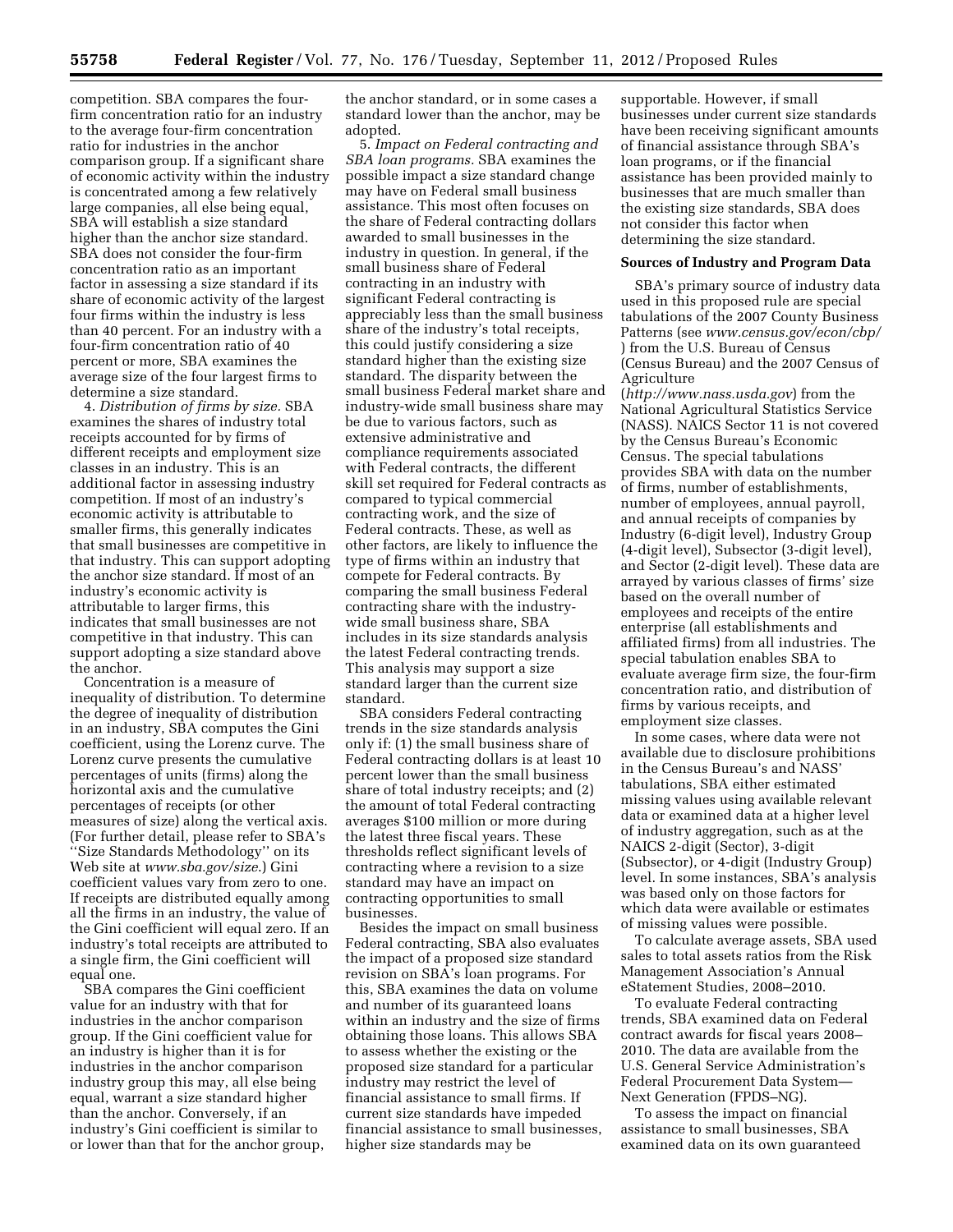competition. SBA compares the four-firm concentration ratio for an industry to the average four-firm concentration ratio for industries in the anchor comparison group. If a significant share of economic activity within the industry is concentrated among a few relatively large companies, all else being equal, SBA will establish a size standard higher than the anchor size standard. SBA does not consider the four-firm concentration ratio as an important factor in assessing a size standard if its share of economic activity of the largest four firms within the industry is less than 40 percent. For an industry with a four-firm concentration ratio of 40 percent or more, SBA examines the average size of the four largest firms to determine a size standard.

4. *Distribution of firms by size.* SBA examines the shares of industry total receipts accounted for by firms of different receipts and employment size classes in an industry. This is an additional factor in assessing industry competition. If most of an industry's economic activity is attributable to smaller firms, this generally indicates that small businesses are competitive in that industry. This can support adopting the anchor size standard. If most of an industry's economic activity is attributable to larger firms, this indicates that small businesses are not competitive in that industry. This can support adopting a size standard above the anchor.

Concentration is a measure of inequality of distribution. To determine the degree of inequality of distribution in an industry, SBA computes the Gini coefficient, using the Lorenz curve. The Lorenz curve presents the cumulative percentages of units (firms) along the horizontal axis and the cumulative percentages of receipts (or other measures of size) along the vertical axis. (For further detail, please refer to SBA's ''Size Standards Methodology'' on its Web site at *www.sba.gov/size*.) Gini coefficient values vary from zero to one. If receipts are distributed equally among all the firms in an industry, the value of the Gini coefficient will equal zero. If an industry's total receipts are attributed to a single firm, the Gini coefficient will equal one.

SBA compares the Gini coefficient value for an industry with that for industries in the anchor comparison group. If the Gini coefficient value for an industry is higher than it is for industries in the anchor comparison industry group this may, all else being equal, warrant a size standard higher than the anchor. Conversely, if an industry's Gini coefficient is similar to or lower than that for the anchor group, the anchor standard, or in some cases a standard lower than the anchor, may be adopted.

5. *Impact on Federal contracting and SBA loan programs.* SBA examines the possible impact a size standard change may have on Federal small business assistance. This most often focuses on the share of Federal contracting dollars awarded to small businesses in the industry in question. In general, if the small business share of Federal contracting in an industry with significant Federal contracting is appreciably less than the small business share of the industry's total receipts, this could justify considering a size standard higher than the existing size standard. The disparity between the small business Federal market share and industry-wide small business share may be due to various factors, such as extensive administrative and compliance requirements associated with Federal contracts, the different skill set required for Federal contracts as compared to typical commercial contracting work, and the size of Federal contracts. These, as well as other factors, are likely to influence the type of firms within an industry that compete for Federal contracts. By comparing the small business Federal contracting share with the industry-wide small business share, SBA includes in its size standards analysis the latest Federal contracting trends. This analysis may support a size standard larger than the current size standard.

SBA considers Federal contracting trends in the size standards analysis only if: (1) the small business share of Federal contracting dollars is at least 10 percent lower than the small business share of total industry receipts; and (2) the amount of total Federal contracting averages $100 million or more during the latest three fiscal years. These thresholds reflect significant levels of contracting where a revision to a size standard may have an impact on contracting opportunities to small businesses.

Besides the impact on small business Federal contracting, SBA also evaluates the impact of a proposed size standard revision on SBA's loan programs. For this, SBA examines the data on volume and number of its guaranteed loans within an industry and the size of firms obtaining those loans. This allows SBA to assess whether the existing or the proposed size standard for a particular industry may restrict the level of financial assistance to small firms. If current size standards have impeded financial assistance to small businesses, higher size standards may be supportable. However, if small businesses under current size standards have been receiving significant amounts of financial assistance through SBA's loan programs, or if the financial assistance has been provided mainly to businesses that are much smaller than the existing size standards, SBA does not consider this factor when determining the size standard.

**Sources of Industry and Program Data**

SBA's primary source of industry data used in this proposed rule are special tabulations of the 2007 County Business Patterns (see *www.census.gov/econ/cbp/*) from the U.S. Bureau of Census (Census Bureau) and the 2007 Census of Agriculture (*http://www.nass.usda.gov*) from the National Agricultural Statistics Service (NASS). NAICS Sector 11 is not covered by the Census Bureau's Economic Census. The special tabulations provides SBA with data on the number of firms, number of establishments, number of employees, annual payroll, and annual receipts of companies by Industry (6-digit level), Industry Group (4-digit level), Subsector (3-digit level), and Sector (2-digit level). These data are arrayed by various classes of firms' size based on the overall number of employees and receipts of the entire enterprise (all establishments and affiliated firms) from all industries. The special tabulation enables SBA to evaluate average firm size, the four-firm concentration ratio, and distribution of firms by various receipts, and employment size classes.

In some cases, where data were not available due to disclosure prohibitions in the Census Bureau's and NASS' tabulations, SBA either estimated missing values using available relevant data or examined data at a higher level of industry aggregation, such as at the NAICS 2-digit (Sector), 3-digit (Subsector), or 4-digit (Industry Group) level. In some instances, SBA's analysis was based only on those factors for which data were available or estimates of missing values were possible.

To calculate average assets, SBA used sales to total assets ratios from the Risk Management Association's Annual eStatement Studies, 2008–2010.

To evaluate Federal contracting trends, SBA examined data on Federal contract awards for fiscal years 2008–2010. The data are available from the U.S. General Service Administration's Federal Procurement Data System—Next Generation (FPDS–NG).

To assess the impact on financial assistance to small businesses, SBA examined data on its own guaranteed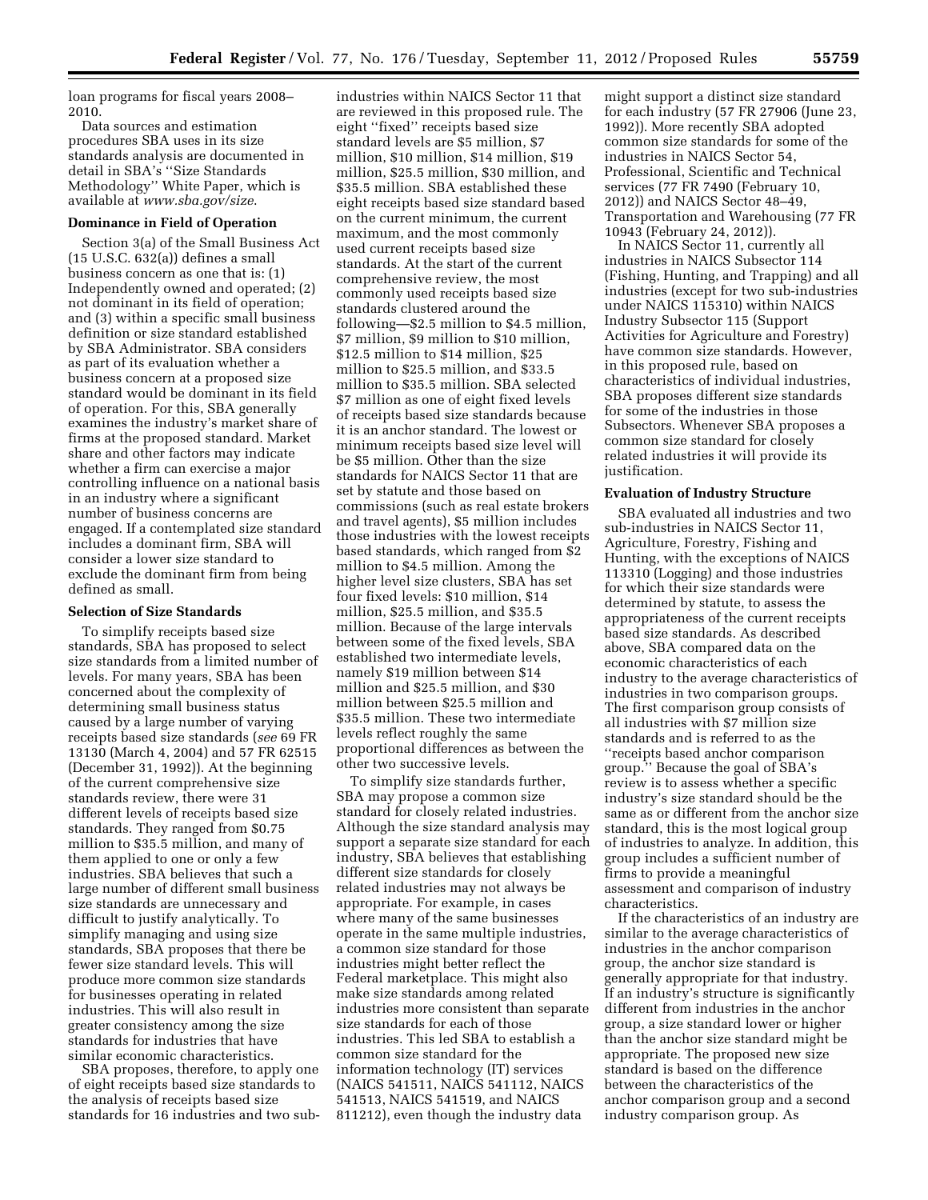loan programs for fiscal years 2008–2010.

Data sources and estimation procedures SBA uses in its size standards analysis are documented in detail in SBA's "Size Standards Methodology" White Paper, which is available at *www.sba.gov/size*.

### Dominance in Field of Operation

Section 3(a) of the Small Business Act (15 U.S.C. 632(a)) defines a small business concern as one that is: (1) Independently owned and operated; (2) not dominant in its field of operation; and (3) within a specific small business definition or size standard established by SBA Administrator. SBA considers as part of its evaluation whether a business concern at a proposed size standard would be dominant in its field of operation. For this, SBA generally examines the industry's market share of firms at the proposed standard. Market share and other factors may indicate whether a firm can exercise a major controlling influence on a national basis in an industry where a significant number of business concerns are engaged. If a contemplated size standard includes a dominant firm, SBA will consider a lower size standard to exclude the dominant firm from being defined as small.

### Selection of Size Standards

To simplify receipts based size standards, SBA has proposed to select size standards from a limited number of levels. For many years, SBA has been concerned about the complexity of determining small business status caused by a large number of varying receipts based size standards (*see* 69 FR 13130 (March 4, 2004) and 57 FR 62515 (December 31, 1992)). At the beginning of the current comprehensive size standards review, there were 31 different levels of receipts based size standards. They ranged from $0.75 million to $35.5 million, and many of them applied to one or only a few industries. SBA believes that such a large number of different small business size standards are unnecessary and difficult to justify analytically. To simplify managing and using size standards, SBA proposes that there be fewer size standard levels. This will produce more common size standards for businesses operating in related industries. This will also result in greater consistency among the size standards for industries that have similar economic characteristics.

SBA proposes, therefore, to apply one of eight receipts based size standards to the analysis of receipts based size standards for 16 industries and two sub-industries within NAICS Sector 11 that are reviewed in this proposed rule. The eight "fixed" receipts based size standard levels are $5 million, $7 million, $10 million, $14 million, $19 million, $25.5 million, $30 million, and $35.5 million. SBA established these eight receipts based size standard based on the current minimum, the current maximum, and the most commonly used current receipts based size standards. At the start of the current comprehensive review, the most commonly used receipts based size standards clustered around the following—$2.5 million to $4.5 million, $7 million, $9 million to $10 million, $12.5 million to $14 million, $25 million to $25.5 million, and $33.5 million to $35.5 million. SBA selected $7 million as one of eight fixed levels of receipts based size standards because it is an anchor standard. The lowest or minimum receipts based size level will be $5 million. Other than the size standards for NAICS Sector 11 that are set by statute and those based on commissions (such as real estate brokers and travel agents), $5 million includes those industries with the lowest receipts based standards, which ranged from $2 million to $4.5 million. Among the higher level size clusters, SBA has set four fixed levels: $10 million, $14 million, $25.5 million, and $35.5 million. Because of the large intervals between some of the fixed levels, SBA established two intermediate levels, namely $19 million between $14 million and $25.5 million, and $30 million between $25.5 million and $35.5 million. These two intermediate levels reflect roughly the same proportional differences as between the other two successive levels.

To simplify size standards further, SBA may propose a common size standard for closely related industries. Although the size standard analysis may support a separate size standard for each industry, SBA believes that establishing different size standards for closely related industries may not always be appropriate. For example, in cases where many of the same businesses operate in the same multiple industries, a common size standard for those industries might better reflect the Federal marketplace. This might also make size standards among related industries more consistent than separate size standards for each of those industries. This led SBA to establish a common size standard for the information technology (IT) services (NAICS 541511, NAICS 541112, NAICS 541513, NAICS 541519, and NAICS 811212), even though the industry data might support a distinct size standard for each industry (57 FR 27906 (June 23, 1992)). More recently SBA adopted common size standards for some of the industries in NAICS Sector 54, Professional, Scientific and Technical services (77 FR 7490 (February 10, 2012)) and NAICS Sector 48–49, Transportation and Warehousing (77 FR 10943 (February 24, 2012)).

In NAICS Sector 11, currently all industries in NAICS Subsector 114 (Fishing, Hunting, and Trapping) and all industries (except for two sub-industries under NAICS 115310) within NAICS Industry Subsector 115 (Support Activities for Agriculture and Forestry) have common size standards. However, in this proposed rule, based on characteristics of individual industries, SBA proposes different size standards for some of the industries in those Subsectors. Whenever SBA proposes a common size standard for closely related industries it will provide its justification.

### Evaluation of Industry Structure

SBA evaluated all industries and two sub-industries in NAICS Sector 11, Agriculture, Forestry, Fishing and Hunting, with the exceptions of NAICS 113310 (Logging) and those industries for which their size standards were determined by statute, to assess the appropriateness of the current receipts based size standards. As described above, SBA compared data on the economic characteristics of each industry to the average characteristics of industries in two comparison groups. The first comparison group consists of all industries with $7 million size standards and is referred to as the "receipts based anchor comparison group." Because the goal of SBA's review is to assess whether a specific industry's size standard should be the same as or different from the anchor size standard, this is the most logical group of industries to analyze. In addition, this group includes a sufficient number of firms to provide a meaningful assessment and comparison of industry characteristics.

If the characteristics of an industry are similar to the average characteristics of industries in the anchor comparison group, the anchor size standard is generally appropriate for that industry. If an industry's structure is significantly different from industries in the anchor group, a size standard lower or higher than the anchor size standard might be appropriate. The proposed new size standard is based on the difference between the characteristics of the anchor comparison group and a second industry comparison group. As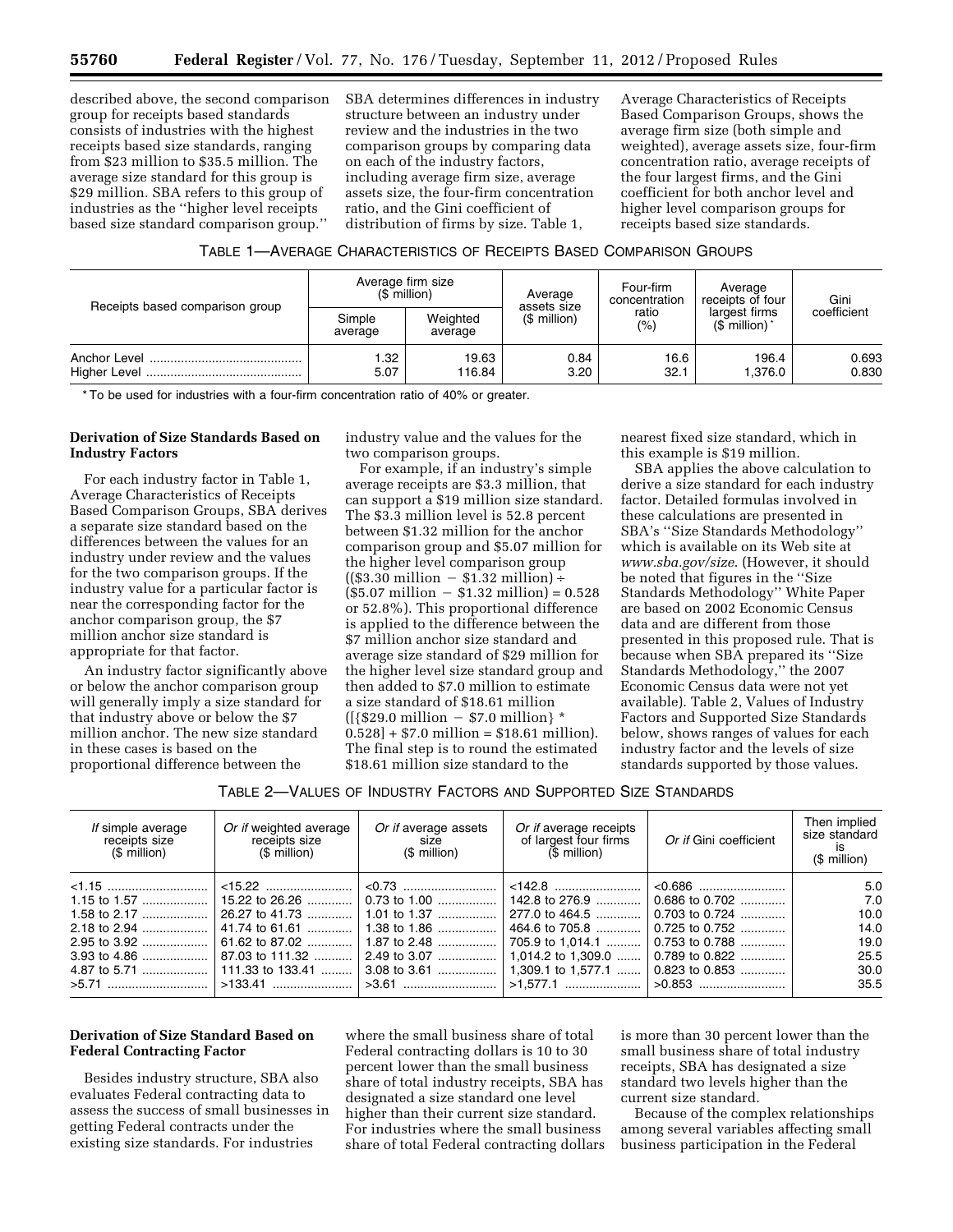described above, the second comparison group for receipts based standards consists of industries with the highest receipts based size standards, ranging from $23 million to $35.5 million. The average size standard for this group is $29 million. SBA refers to this group of industries as the ''higher level receipts based size standard comparison group.''

SBA determines differences in industry structure between an industry under review and the industries in the two comparison groups by comparing data on each of the industry factors, including average firm size, average assets size, the four-firm concentration ratio, and the Gini coefficient of distribution of firms by size. Table 1, Average Characteristics of Receipts Based Comparison Groups, shows the average firm size (both simple and weighted), average assets size, four-firm concentration ratio, average receipts of the four largest firms, and the Gini coefficient for both anchor level and higher level comparison groups for receipts based size standards.

TABLE 1—AVERAGE CHARACTERISTICS OF RECEIPTS BASED COMPARISON GROUPS

| Receipts based comparison group | Average firm size ($ million) | | Average assets size ($ million) | Four-firm concentration ratio (%) | Average receipts of four largest firms ($ million)* | Gini coefficient |
|---|---|---|---|---|---|---|
| | Simple average | Weighted average | | | | |
| Anchor Level | 1.32 | 19.63 | 0.84 | 16.6 | 196.4 | 0.693 |
| Higher Level | 5.07 | 116.84 | 3.20 | 32.1 | 1,376.0 | 0.830 |

\* To be used for industries with a four-firm concentration ratio of 40% or greater.

**Derivation of Size Standards Based on Industry Factors**

For each industry factor in Table 1, Average Characteristics of Receipts Based Comparison Groups, SBA derives a separate size standard based on the differences between the values for an industry under review and the values for the two comparison groups. If the industry value for a particular factor is near the corresponding factor for the anchor comparison group, the $7 million anchor size standard is appropriate for that factor.

An industry factor significantly above or below the anchor comparison group will generally imply a size standard for that industry above or below the $7 million anchor. The new size standard in these cases is based on the proportional difference between the industry value and the values for the two comparison groups.

For example, if an industry's simple average receipts are $3.3 million, that can support a $19 million size standard. The $3.3 million level is 52.8 percent between $1.32 million for the anchor comparison group and $5.07 million for the higher level comparison group (($3.30 million − $1.32 million) ÷ ($5.07 million − $1.32 million) = 0.528 or 52.8%). This proportional difference is applied to the difference between the $7 million anchor size standard and average size standard of $29 million for the higher level size standard group and then added to $7.0 million to estimate a size standard of $18.61 million ([{$29.0 million − $7.0 million} * 0.528] + $7.0 million = $18.61 million). The final step is to round the estimated $18.61 million size standard to the nearest fixed size standard, which in this example is $19 million.

SBA applies the above calculation to derive a size standard for each industry factor. Detailed formulas involved in these calculations are presented in SBA's ''Size Standards Methodology'' which is available on its Web site at *www.sba.gov/size*. (However, it should be noted that figures in the ''Size Standards Methodology'' White Paper are based on 2002 Economic Census data and are different from those presented in this proposed rule. That is because when SBA prepared its ''Size Standards Methodology,'' the 2007 Economic Census data were not yet available). Table 2, Values of Industry Factors and Supported Size Standards below, shows ranges of values for each industry factor and the levels of size standards supported by those values.

TABLE 2—VALUES OF INDUSTRY FACTORS AND SUPPORTED SIZE STANDARDS

| *If* simple average receipts size ($ million) | *Or if* weighted average receipts size ($ million) | *Or if* average assets size ($ million) | *Or if* average receipts of largest four firms ($ million) | *Or if* Gini coefficient | Then implied size standard is ($ million) |
|---|---|---|---|---|---|
| <1.15 | <15.22 | <0.73 | <142.8 | <0.686 | 5.0 |
| 1.15 to 1.57 | 15.22 to 26.26 | 0.73 to 1.00 | 142.8 to 276.9 | 0.686 to 0.702 | 7.0 |
| 1.58 to 2.17 | 26.27 to 41.73 | 1.01 to 1.37 | 277.0 to 464.5 | 0.703 to 0.724 | 10.0 |
| 2.18 to 2.94 | 41.74 to 61.61 | 1.38 to 1.86 | 464.6 to 705.8 | 0.725 to 0.752 | 14.0 |
| 2.95 to 3.92 | 61.62 to 87.02 | 1.87 to 2.48 | 705.9 to 1,014.1 | 0.753 to 0.788 | 19.0 |
| 3.93 to 4.86 | 87.03 to 111.32 | 2.49 to 3.07 | 1,014.2 to 1,309.0 | 0.789 to 0.822 | 25.5 |
| 4.87 to 5.71 | 111.33 to 133.41 | 3.08 to 3.61 | 1,309.1 to 1,577.1 | 0.823 to 0.853 | 30.0 |
| >5.71 | >133.41 | >3.61 | >1,577.1 | >0.853 | 35.5 |

**Derivation of Size Standard Based on Federal Contracting Factor**

Besides industry structure, SBA also evaluates Federal contracting data to assess the success of small businesses in getting Federal contracts under the existing size standards. For industries where the small business share of total Federal contracting dollars is 10 to 30 percent lower than the small business share of total industry receipts, SBA has designated a size standard one level higher than their current size standard. For industries where the small business share of total Federal contracting dollars is more than 30 percent lower than the small business share of total industry receipts, SBA has designated a size standard two levels higher than the current size standard.

Because of the complex relationships among several variables affecting small business participation in the Federal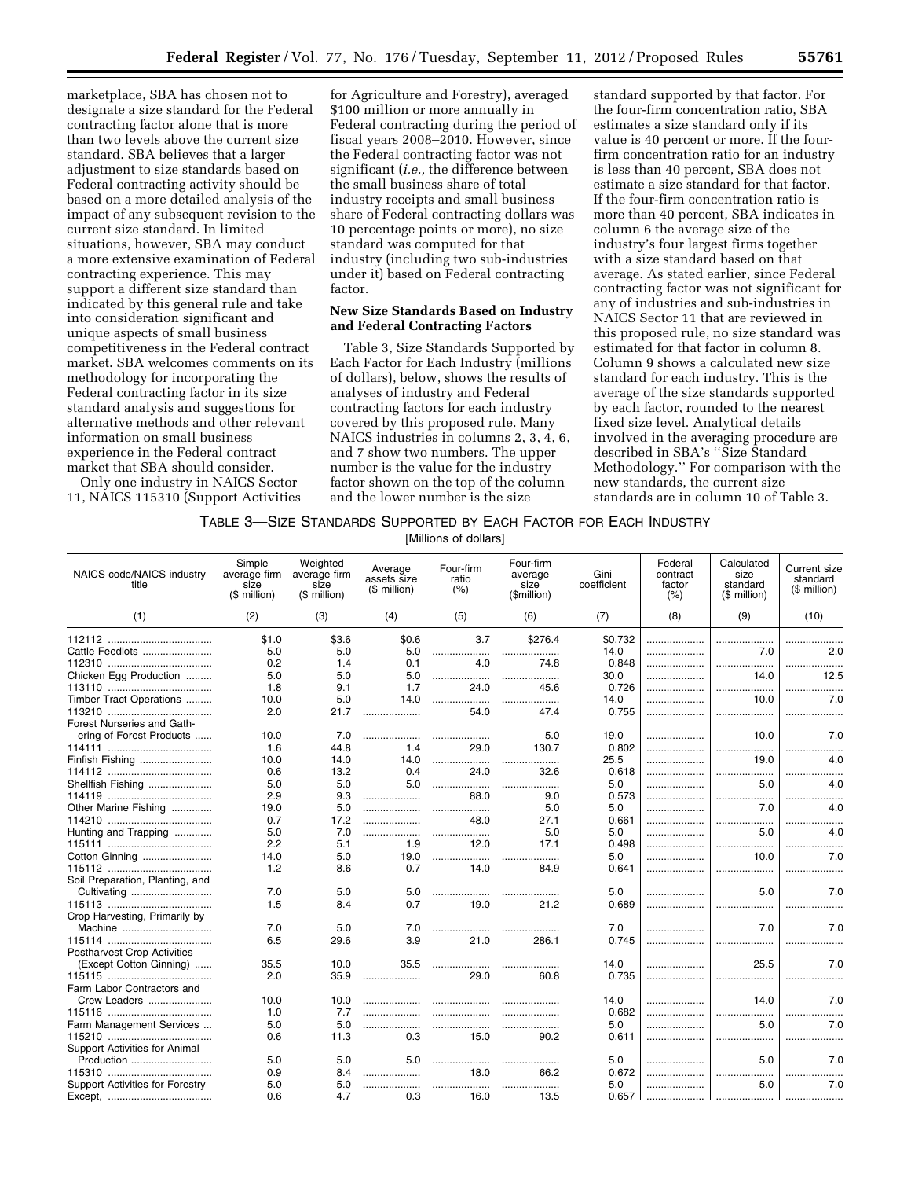marketplace, SBA has chosen not to designate a size standard for the Federal contracting factor alone that is more than two levels above the current size standard. SBA believes that a larger adjustment to size standards based on Federal contracting activity should be based on a more detailed analysis of the impact of any subsequent revision to the current size standard. In limited situations, however, SBA may conduct a more extensive examination of Federal contracting experience. This may support a different size standard than indicated by this general rule and take into consideration significant and unique aspects of small business competitiveness in the Federal contract market. SBA welcomes comments on its methodology for incorporating the Federal contracting factor in its size standard analysis and suggestions for alternative methods and other relevant information on small business experience in the Federal contract market that SBA should consider.

Only one industry in NAICS Sector 11, NAICS 115310 (Support Activities for Agriculture and Forestry), averaged $100 million or more annually in Federal contracting during the period of fiscal years 2008–2010. However, since the Federal contracting factor was not significant (*i.e.,* the difference between the small business share of total industry receipts and small business share of Federal contracting dollars was 10 percentage points or more), no size standard was computed for that industry (including two sub-industries under it) based on Federal contracting factor.

### New Size Standards Based on Industry and Federal Contracting Factors

Table 3, Size Standards Supported by Each Factor for Each Industry (millions of dollars), below, shows the results of analyses of industry and Federal contracting factors for each industry covered by this proposed rule. Many NAICS industries in columns 2, 3, 4, 6, and 7 show two numbers. The upper number is the value for the industry factor shown on the top of the column and the lower number is the size standard supported by that factor. For the four-firm concentration ratio, SBA estimates a size standard only if its value is 40 percent or more. If the four-firm concentration ratio for an industry is less than 40 percent, SBA does not estimate a size standard for that factor. If the four-firm concentration ratio is more than 40 percent, SBA indicates in column 6 the average size of the industry's four largest firms together with a size standard based on that average. As stated earlier, since Federal contracting factor was not significant for any of industries and sub-industries in NAICS Sector 11 that are reviewed in this proposed rule, no size standard was estimated for that factor in column 8. Column 9 shows a calculated new size standard for each industry. This is the average of the size standards supported by each factor, rounded to the nearest fixed size level. Analytical details involved in the averaging procedure are described in SBA's "Size Standard Methodology." For comparison with the new standards, the current size standards are in column 10 of Table 3.

TABLE 3—SIZE STANDARDS SUPPORTED BY EACH FACTOR FOR EACH INDUSTRY
[Millions of dollars]

| NAICS code/NAICS industry title | Simple average firm size ($ million) | Weighted average firm size ($ million) | Average assets size ($ million) | Four-firm ratio (%) | Four-firm average size ($million) | Gini coefficient | Federal contract factor (%) | Calculated size standard ($ million) | Current size standard ($ million) |
|---|---|---|---|---|---|---|---|---|---|
| (1) | (2) | (3) | (4) | (5) | (6) | (7) | (8) | (9) | (10) |
| 112112 | $1.0 | $3.6 | $0.6 | 3.7 | $276.4 | $0.732 | | | |
| Cattle Feedlots | 5.0 | 5.0 | 5.0 | | | 14.0 | | 7.0 | 2.0 |
| 112310 | 0.2 | 1.4 | 0.1 | 4.0 | 74.8 | 0.848 | | | |
| Chicken Egg Production | 5.0 | 5.0 | 5.0 | | | 30.0 | | 14.0 | 12.5 |
| 113110 | 1.8 | 9.1 | 1.7 | 24.0 | 45.6 | 0.726 | | | |
| Timber Tract Operations | 10.0 | 5.0 | 14.0 | | | 14.0 | | 10.0 | 7.0 |
| 113210 | 2.0 | 21.7 | | 54.0 | 47.4 | 0.755 | | | |
| Forest Nurseries and Gathering of Forest Products | 10.0 | 7.0 | | | 5.0 | 19.0 | | 10.0 | 7.0 |
| 114111 | 1.6 | 44.8 | 1.4 | 29.0 | 130.7 | 0.802 | | | |
| Finfish Fishing | 10.0 | 14.0 | 14.0 | | | 25.5 | | 19.0 | 4.0 |
| 114112 | 0.6 | 13.2 | 0.4 | 24.0 | 32.6 | 0.618 | | | |
| Shellfish Fishing | 5.0 | 5.0 | 5.0 | | | 5.0 | | 5.0 | 4.0 |
| 114119 | 2.9 | 9.3 | | 88.0 | 9.0 | 0.573 | | | |
| Other Marine Fishing | 19.0 | 5.0 | | | 5.0 | 5.0 | | 7.0 | 4.0 |
| 114210 | 0.7 | 17.2 | | 48.0 | 27.1 | 0.661 | | | |
| Hunting and Trapping | 5.0 | 7.0 | | | 5.0 | 5.0 | | 5.0 | 4.0 |
| 115111 | 2.2 | 5.1 | 1.9 | 12.0 | 17.1 | 0.498 | | | |
| Cotton Ginning | 14.0 | 5.0 | 19.0 | | | 5.0 | | 10.0 | 7.0 |
| 115112 | 1.2 | 8.6 | 0.7 | 14.0 | 84.9 | 0.641 | | | |
| Soil Preparation, Planting, and Cultivating | 7.0 | 5.0 | 5.0 | | | 5.0 | | 5.0 | 7.0 |
| 115113 | 1.5 | 8.4 | 0.7 | 19.0 | 21.2 | 0.689 | | | |
| Crop Harvesting, Primarily by Machine | 7.0 | 5.0 | 7.0 | | | 7.0 | | 7.0 | 7.0 |
| 115114 | 6.5 | 29.6 | 3.9 | 21.0 | 286.1 | 0.745 | | | |
| Postharvest Crop Activities (Except Cotton Ginning) | 35.5 | 10.0 | 35.5 | | | 14.0 | | 25.5 | 7.0 |
| 115115 | 2.0 | 35.9 | | 29.0 | 60.8 | 0.735 | | | |
| Farm Labor Contractors and Crew Leaders | 10.0 | 10.0 | | | | 14.0 | | 14.0 | 7.0 |
| 115116 | 1.0 | 7.7 | | | | 0.682 | | | |
| Farm Management Services | 5.0 | 5.0 | | | | 5.0 | | 5.0 | 7.0 |
| 115210 | 0.6 | 11.3 | 0.3 | 15.0 | 90.2 | 0.611 | | | |
| Support Activities for Animal Production | 5.0 | 5.0 | 5.0 | | | 5.0 | | 5.0 | 7.0 |
| 115310 | 0.9 | 8.4 | | 18.0 | 66.2 | 0.672 | | | |
| Support Activities for Forestry | 5.0 | 5.0 | | | | 5.0 | | 5.0 | 7.0 |
| Except, | 0.6 | 4.7 | 0.3 | 16.0 | 13.5 | 0.657 | | | |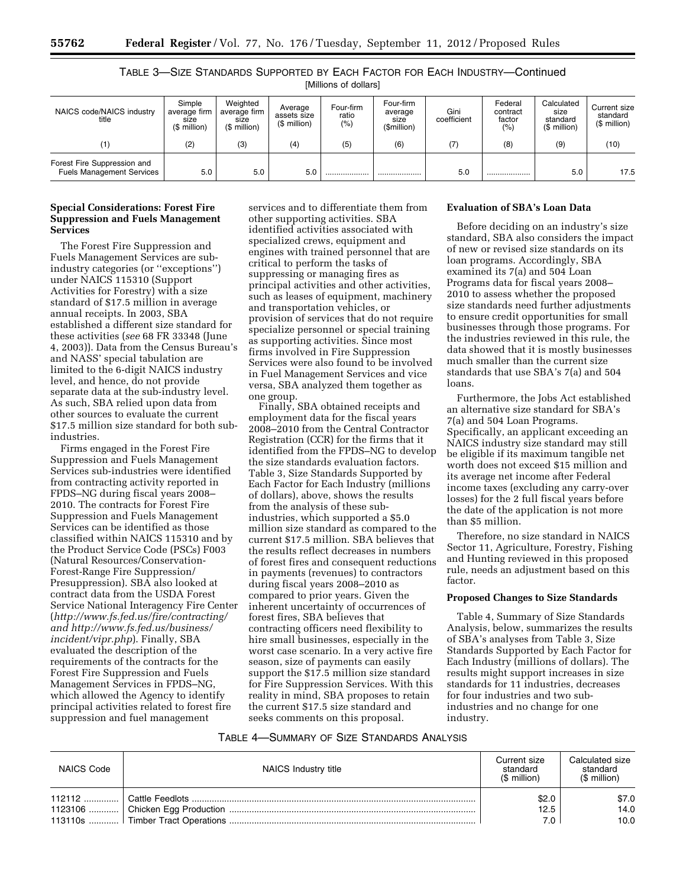TABLE 3—SIZE STANDARDS SUPPORTED BY EACH FACTOR FOR EACH INDUSTRY—Continued

[Millions of dollars]

| NAICS code/NAICS industry title | Simple average firm size ($ million) | Weighted average firm size ($ million) | Average assets size ($ million) | Four-firm ratio (%) | Four-firm average size ($million) | Gini coefficient | Federal contract factor (%) | Calculated size standard ($ million) | Current size standard ($ million) |
|---|---|---|---|---|---|---|---|---|---|
| (1) | (2) | (3) | (4) | (5) | (6) | (7) | (8) | (9) | (10) |
| Forest Fire Suppression and Fuels Management Services | 5.0 | 5.0 | 5.0 | .................... | .................... | 5.0 | .................... | 5.0 | 17.5 |

**Special Considerations: Forest Fire Suppression and Fuels Management Services**

The Forest Fire Suppression and Fuels Management Services are sub-industry categories (or ''exceptions'') under NAICS 115310 (Support Activities for Forestry) with a size standard of $17.5 million in average annual receipts. In 2003, SBA established a different size standard for these activities (*see* 68 FR 33348 (June 4, 2003)). Data from the Census Bureau's and NASS' special tabulation are limited to the 6-digit NAICS industry level, and hence, do not provide separate data at the sub-industry level. As such, SBA relied upon data from other sources to evaluate the current $17.5 million size standard for both sub-industries.

Firms engaged in the Forest Fire Suppression and Fuels Management Services sub-industries were identified from contracting activity reported in FPDS–NG during fiscal years 2008–2010. The contracts for Forest Fire Suppression and Fuels Management Services can be identified as those classified within NAICS 115310 and by the Product Service Code (PSCs) F003 (Natural Resources/Conservation-Forest-Range Fire Suppression/Presuppression). SBA also looked at contract data from the USDA Forest Service National Interagency Fire Center (*http://www.fs.fed.us/fire/contracting/ and http://www.fs.fed.us/business/incident/vipr.php*). Finally, SBA evaluated the description of the requirements of the contracts for the Forest Fire Suppression and Fuels Management Services in FPDS–NG, which allowed the Agency to identify principal activities related to forest fire suppression and fuel management services and to differentiate them from other supporting activities. SBA identified activities associated with specialized crews, equipment and engines with trained personnel that are critical to perform the tasks of suppressing or managing fires as principal activities and other activities, such as leases of equipment, machinery and transportation vehicles, or provision of services that do not require specialize personnel or special training as supporting activities. Since most firms involved in Fire Suppression Services were also found to be involved in Fuel Management Services and vice versa, SBA analyzed them together as one group.

Finally, SBA obtained receipts and employment data for the fiscal years 2008–2010 from the Central Contractor Registration (CCR) for the firms that it identified from the FPDS–NG to develop the size standards evaluation factors. Table 3, Size Standards Supported by Each Factor for Each Industry (millions of dollars), above, shows the results from the analysis of these sub-industries, which supported a $5.0 million size standard as compared to the current $17.5 million. SBA believes that the results reflect decreases in numbers of forest fires and consequent reductions in payments (revenues) to contractors during fiscal years 2008–2010 as compared to prior years. Given the inherent uncertainty of occurrences of forest fires, SBA believes that contracting officers need flexibility to hire small businesses, especially in the worst case scenario. In a very active fire season, size of payments can easily support the $17.5 million size standard for Fire Suppression Services. With this reality in mind, SBA proposes to retain the current $17.5 size standard and seeks comments on this proposal.

**Evaluation of SBA's Loan Data**

Before deciding on an industry's size standard, SBA also considers the impact of new or revised size standards on its loan programs. Accordingly, SBA examined its 7(a) and 504 Loan Programs data for fiscal years 2008–2010 to assess whether the proposed size standards need further adjustments to ensure credit opportunities for small businesses through those programs. For the industries reviewed in this rule, the data showed that it is mostly businesses much smaller than the current size standards that use SBA's 7(a) and 504 loans.

Furthermore, the Jobs Act established an alternative size standard for SBA's 7(a) and 504 Loan Programs. Specifically, an applicant exceeding an NAICS industry size standard may still be eligible if its maximum tangible net worth does not exceed $15 million and its average net income after Federal income taxes (excluding any carry-over losses) for the 2 full fiscal years before the date of the application is not more than $5 million.

Therefore, no size standard in NAICS Sector 11, Agriculture, Forestry, Fishing and Hunting reviewed in this proposed rule, needs an adjustment based on this factor.

**Proposed Changes to Size Standards**

Table 4, Summary of Size Standards Analysis, below, summarizes the results of SBA's analyses from Table 3, Size Standards Supported by Each Factor for Each Industry (millions of dollars). The results might support increases in size standards for 11 industries, decreases for four industries and two sub-industries and no change for one industry.

TABLE 4—SUMMARY OF SIZE STANDARDS ANALYSIS

| NAICS Code | NAICS Industry title | Current size standard ($ million) | Calculated size standard ($ million) |
|---|---|---|---|
| 112112 | Cattle Feedlots | $2.0 | $7.0 |
| 1123106 | Chicken Egg Production | 12.5 | 14.0 |
| 113110s | Timber Tract Operations | 7.0 | 10.0 |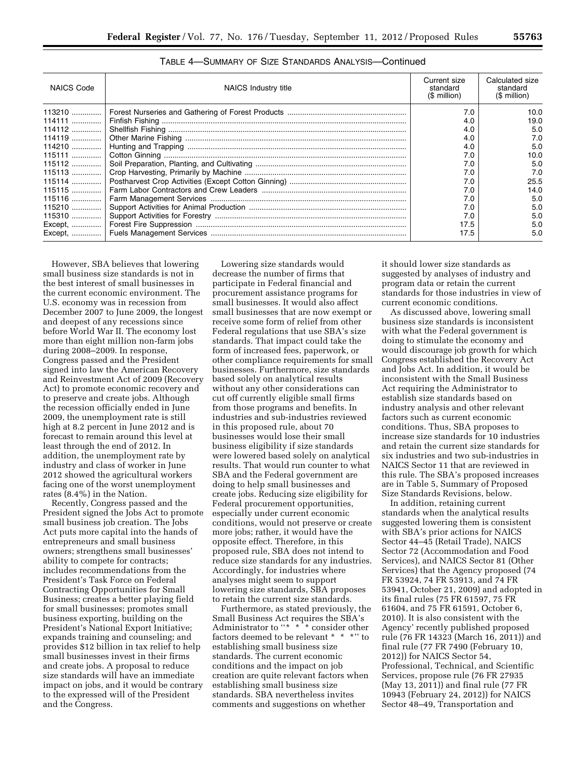TABLE 4—SUMMARY OF SIZE STANDARDS ANALYSIS—Continued

| NAICS Code | NAICS Industry title | Current size standard ($ million) | Calculated size standard ($ million) |
|---|---|---|---|
| 113210 | Forest Nurseries and Gathering of Forest Products | 7.0 | 10.0 |
| 114111 | Finfish Fishing | 4.0 | 19.0 |
| 114112 | Shellfish Fishing | 4.0 | 5.0 |
| 114119 | Other Marine Fishing | 4.0 | 7.0 |
| 114210 | Hunting and Trapping | 4.0 | 5.0 |
| 115111 | Cotton Ginning | 7.0 | 10.0 |
| 115112 | Soil Preparation, Planting, and Cultivating | 7.0 | 5.0 |
| 115113 | Crop Harvesting, Primarily by Machine | 7.0 | 7.0 |
| 115114 | Postharvest Crop Activities (Except Cotton Ginning) | 7.0 | 25.5 |
| 115115 | Farm Labor Contractors and Crew Leaders | 7.0 | 14.0 |
| 115116 | Farm Management Services | 7.0 | 5.0 |
| 115210 | Support Activities for Animal Production | 7.0 | 5.0 |
| 115310 | Support Activities for Forestry | 7.0 | 5.0 |
| Except, | Forest Fire Suppression | 17.5 | 5.0 |
| Except, | Fuels Management Services | 17.5 | 5.0 |

However, SBA believes that lowering small business size standards is not in the best interest of small businesses in the current economic environment. The U.S. economy was in recession from December 2007 to June 2009, the longest and deepest of any recessions since before World War II. The economy lost more than eight million non-farm jobs during 2008–2009. In response, Congress passed and the President signed into law the American Recovery and Reinvestment Act of 2009 (Recovery Act) to promote economic recovery and to preserve and create jobs. Although the recession officially ended in June 2009, the unemployment rate is still high at 8.2 percent in June 2012 and is forecast to remain around this level at least through the end of 2012. In addition, the unemployment rate by industry and class of worker in June 2012 showed the agricultural workers facing one of the worst unemployment rates (8.4%) in the Nation.

Recently, Congress passed and the President signed the Jobs Act to promote small business job creation. The Jobs Act puts more capital into the hands of entrepreneurs and small business owners; strengthens small businesses' ability to compete for contracts; includes recommendations from the President's Task Force on Federal Contracting Opportunities for Small Business; creates a better playing field for small businesses; promotes small business exporting, building on the President's National Export Initiative; expands training and counseling; and provides $12 billion in tax relief to help small businesses invest in their firms and create jobs. A proposal to reduce size standards will have an immediate impact on jobs, and it would be contrary to the expressed will of the President and the Congress.

Lowering size standards would decrease the number of firms that participate in Federal financial and procurement assistance programs for small businesses. It would also affect small businesses that are now exempt or receive some form of relief from other Federal regulations that use SBA's size standards. That impact could take the form of increased fees, paperwork, or other compliance requirements for small businesses. Furthermore, size standards based solely on analytical results without any other considerations can cut off currently eligible small firms from those programs and benefits. In industries and sub-industries reviewed in this proposed rule, about 70 businesses would lose their small business eligibility if size standards were lowered based solely on analytical results. That would run counter to what SBA and the Federal government are doing to help small businesses and create jobs. Reducing size eligibility for Federal procurement opportunities, especially under current economic conditions, would not preserve or create more jobs; rather, it would have the opposite effect. Therefore, in this proposed rule, SBA does not intend to reduce size standards for any industries. Accordingly, for industries where analyses might seem to support lowering size standards, SBA proposes to retain the current size standards.

Furthermore, as stated previously, the Small Business Act requires the SBA's Administrator to "* * * consider other factors deemed to be relevant * * *" to establishing small business size standards. The current economic conditions and the impact on job creation are quite relevant factors when establishing small business size standards. SBA nevertheless invites comments and suggestions on whether it should lower size standards as suggested by analyses of industry and program data or retain the current standards for those industries in view of current economic conditions.

As discussed above, lowering small business size standards is inconsistent with what the Federal government is doing to stimulate the economy and would discourage job growth for which Congress established the Recovery Act and Jobs Act. In addition, it would be inconsistent with the Small Business Act requiring the Administrator to establish size standards based on industry analysis and other relevant factors such as current economic conditions. Thus, SBA proposes to increase size standards for 10 industries and retain the current size standards for six industries and two sub-industries in NAICS Sector 11 that are reviewed in this rule. The SBA's proposed increases are in Table 5, Summary of Proposed Size Standards Revisions, below.

In addition, retaining current standards when the analytical results suggested lowering them is consistent with SBA's prior actions for NAICS Sector 44–45 (Retail Trade), NAICS Sector 72 (Accommodation and Food Services), and NAICS Sector 81 (Other Services) that the Agency proposed (74 FR 53924, 74 FR 53913, and 74 FR 53941, October 21, 2009) and adopted in its final rules (75 FR 61597, 75 FR 61604, and 75 FR 61591, October 6, 2010). It is also consistent with the Agency' recently published proposed rule (76 FR 14323 (March 16, 2011)) and final rule (77 FR 7490 (February 10, 2012)) for NAICS Sector 54, Professional, Technical, and Scientific Services, propose rule (76 FR 27935 (May 13, 2011)) and final rule (77 FR 10943 (February 24, 2012)) for NAICS Sector 48–49, Transportation and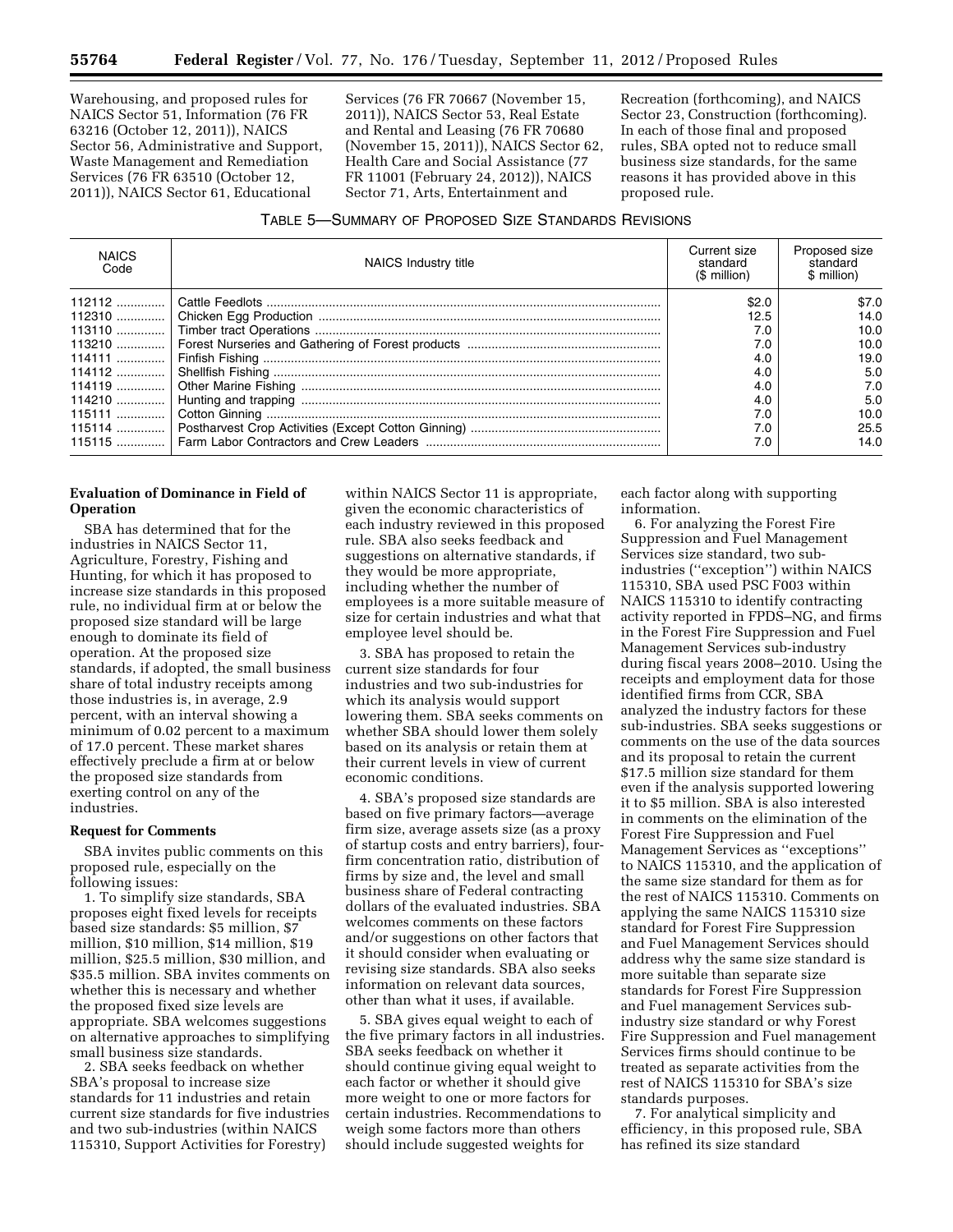Warehousing, and proposed rules for NAICS Sector 51, Information (76 FR 63216 (October 12, 2011)), NAICS Sector 56, Administrative and Support, Waste Management and Remediation Services (76 FR 63510 (October 12, 2011)), NAICS Sector 61, Educational Services (76 FR 70667 (November 15, 2011)), NAICS Sector 53, Real Estate and Rental and Leasing (76 FR 70680 (November 15, 2011)), NAICS Sector 62, Health Care and Social Assistance (77 FR 11001 (February 24, 2012)), NAICS Sector 71, Arts, Entertainment and Recreation (forthcoming), and NAICS Sector 23, Construction (forthcoming). In each of those final and proposed rules, SBA opted not to reduce small business size standards, for the same reasons it has provided above in this proposed rule.

TABLE 5—SUMMARY OF PROPOSED SIZE STANDARDS REVISIONS

| NAICS Code | NAICS Industry title | Current size standard ($ million) | Proposed size standard $ million) |
|---|---|---|---|
| 112112 | Cattle Feedlots | $2.0 | $7.0 |
| 112310 | Chicken Egg Production | 12.5 | 14.0 |
| 113110 | Timber tract Operations | 7.0 | 10.0 |
| 113210 | Forest Nurseries and Gathering of Forest products | 7.0 | 10.0 |
| 114111 | Finfish Fishing | 4.0 | 19.0 |
| 114112 | Shellfish Fishing | 4.0 | 5.0 |
| 114119 | Other Marine Fishing | 4.0 | 7.0 |
| 114210 | Hunting and trapping | 4.0 | 5.0 |
| 115111 | Cotton Ginning | 7.0 | 10.0 |
| 115114 | Postharvest Crop Activities (Except Cotton Ginning) | 7.0 | 25.5 |
| 115115 | Farm Labor Contractors and Crew Leaders | 7.0 | 14.0 |

**Evaluation of Dominance in Field of Operation**

SBA has determined that for the industries in NAICS Sector 11, Agriculture, Forestry, Fishing and Hunting, for which it has proposed to increase size standards in this proposed rule, no individual firm at or below the proposed size standard will be large enough to dominate its field of operation. At the proposed size standards, if adopted, the small business share of total industry receipts among those industries is, in average, 2.9 percent, with an interval showing a minimum of 0.02 percent to a maximum of 17.0 percent. These market shares effectively preclude a firm at or below the proposed size standards from exerting control on any of the industries.

**Request for Comments**

SBA invites public comments on this proposed rule, especially on the following issues:

1. To simplify size standards, SBA proposes eight fixed levels for receipts based size standards: $5 million, $7 million, $10 million, $14 million, $19 million, $25.5 million, $30 million, and $35.5 million. SBA invites comments on whether this is necessary and whether the proposed fixed size levels are appropriate. SBA welcomes suggestions on alternative approaches to simplifying small business size standards.

2. SBA seeks feedback on whether SBA's proposal to increase size standards for 11 industries and retain current size standards for five industries and two sub-industries (within NAICS 115310, Support Activities for Forestry) within NAICS Sector 11 is appropriate, given the economic characteristics of each industry reviewed in this proposed rule. SBA also seeks feedback and suggestions on alternative standards, if they would be more appropriate, including whether the number of employees is a more suitable measure of size for certain industries and what that employee level should be.

3. SBA has proposed to retain the current size standards for four industries and two sub-industries for which its analysis would support lowering them. SBA seeks comments on whether SBA should lower them solely based on its analysis or retain them at their current levels in view of current economic conditions.

4. SBA's proposed size standards are based on five primary factors—average firm size, average assets size (as a proxy of startup costs and entry barriers), four-firm concentration ratio, distribution of firms by size and, the level and small business share of Federal contracting dollars of the evaluated industries. SBA welcomes comments on these factors and/or suggestions on other factors that it should consider when evaluating or revising size standards. SBA also seeks information on relevant data sources, other than what it uses, if available.

5. SBA gives equal weight to each of the five primary factors in all industries. SBA seeks feedback on whether it should continue giving equal weight to each factor or whether it should give more weight to one or more factors for certain industries. Recommendations to weigh some factors more than others should include suggested weights for each factor along with supporting information.

6. For analyzing the Forest Fire Suppression and Fuel Management Services size standard, two sub-industries (''exception'') within NAICS 115310, SBA used PSC F003 within NAICS 115310 to identify contracting activity reported in FPDS–NG, and firms in the Forest Fire Suppression and Fuel Management Services sub-industry during fiscal years 2008–2010. Using the receipts and employment data for those identified firms from CCR, SBA analyzed the industry factors for these sub-industries. SBA seeks suggestions or comments on the use of the data sources and its proposal to retain the current $17.5 million size standard for them even if the analysis supported lowering it to $5 million. SBA is also interested in comments on the elimination of the Forest Fire Suppression and Fuel Management Services as ''exceptions'' to NAICS 115310, and the application of the same size standard for them as for the rest of NAICS 115310. Comments on applying the same NAICS 115310 size standard for Forest Fire Suppression and Fuel Management Services should address why the same size standard is more suitable than separate size standards for Forest Fire Suppression and Fuel management Services sub-industry size standard or why Forest Fire Suppression and Fuel management Services firms should continue to be treated as separate activities from the rest of NAICS 115310 for SBA's size standards purposes.

7. For analytical simplicity and efficiency, in this proposed rule, SBA has refined its size standard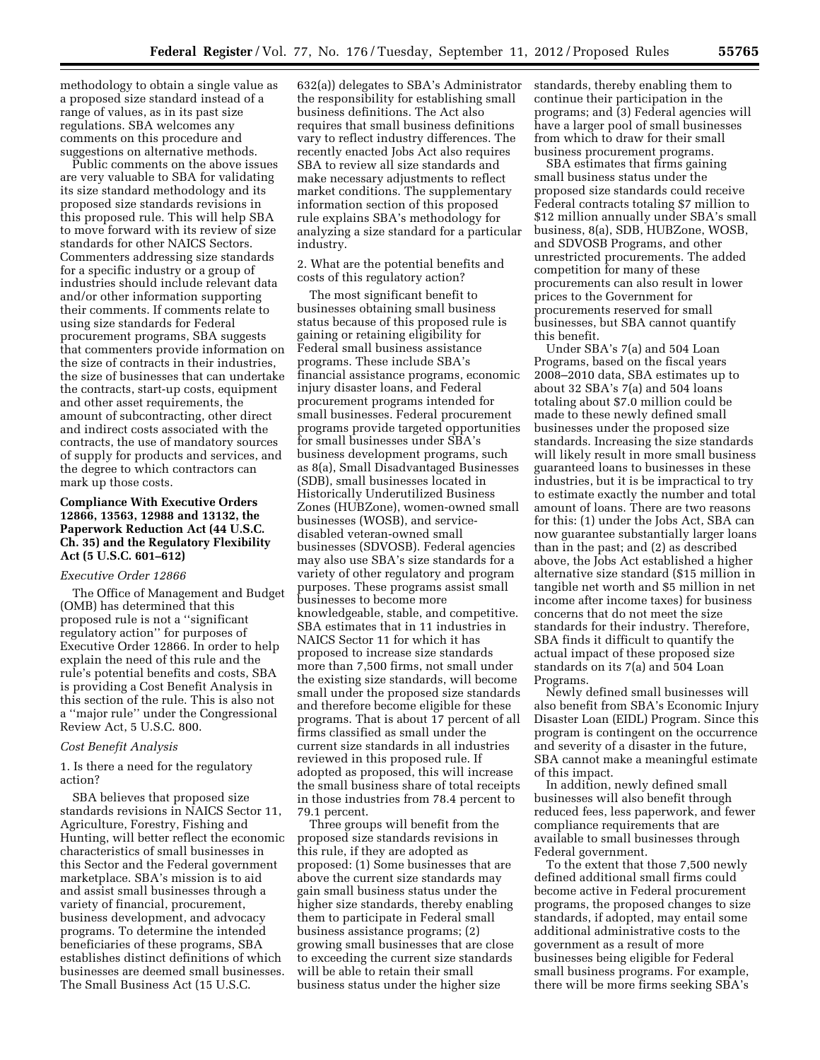methodology to obtain a single value as a proposed size standard instead of a range of values, as in its past size regulations. SBA welcomes any comments on this procedure and suggestions on alternative methods.

Public comments on the above issues are very valuable to SBA for validating its size standard methodology and its proposed size standards revisions in this proposed rule. This will help SBA to move forward with its review of size standards for other NAICS Sectors. Commenters addressing size standards for a specific industry or a group of industries should include relevant data and/or other information supporting their comments. If comments relate to using size standards for Federal procurement programs, SBA suggests that commenters provide information on the size of contracts in their industries, the size of businesses that can undertake the contracts, start-up costs, equipment and other asset requirements, the amount of subcontracting, other direct and indirect costs associated with the contracts, the use of mandatory sources of supply for products and services, and the degree to which contractors can mark up those costs.

## Compliance With Executive Orders 12866, 13563, 12988 and 13132, the Paperwork Reduction Act (44 U.S.C. Ch. 35) and the Regulatory Flexibility Act (5 U.S.C. 601–612)

### *Executive Order 12866*

The Office of Management and Budget (OMB) has determined that this proposed rule is not a ''significant regulatory action'' for purposes of Executive Order 12866. In order to help explain the need of this rule and the rule's potential benefits and costs, SBA is providing a Cost Benefit Analysis in this section of the rule. This is also not a ''major rule'' under the Congressional Review Act, 5 U.S.C. 800.

### *Cost Benefit Analysis*

1. Is there a need for the regulatory action?

SBA believes that proposed size standards revisions in NAICS Sector 11, Agriculture, Forestry, Fishing and Hunting, will better reflect the economic characteristics of small businesses in this Sector and the Federal government marketplace. SBA's mission is to aid and assist small businesses through a variety of financial, procurement, business development, and advocacy programs. To determine the intended beneficiaries of these programs, SBA establishes distinct definitions of which businesses are deemed small businesses. The Small Business Act (15 U.S.C. 632(a)) delegates to SBA's Administrator the responsibility for establishing small business definitions. The Act also requires that small business definitions vary to reflect industry differences. The recently enacted Jobs Act also requires SBA to review all size standards and make necessary adjustments to reflect market conditions. The supplementary information section of this proposed rule explains SBA's methodology for analyzing a size standard for a particular industry.

2. What are the potential benefits and costs of this regulatory action?

The most significant benefit to businesses obtaining small business status because of this proposed rule is gaining or retaining eligibility for Federal small business assistance programs. These include SBA's financial assistance programs, economic injury disaster loans, and Federal procurement programs intended for small businesses. Federal procurement programs provide targeted opportunities for small businesses under SBA's business development programs, such as 8(a), Small Disadvantaged Businesses (SDB), small businesses located in Historically Underutilized Business Zones (HUBZone), women-owned small businesses (WOSB), and service-disabled veteran-owned small businesses (SDVOSB). Federal agencies may also use SBA's size standards for a variety of other regulatory and program purposes. These programs assist small businesses to become more knowledgeable, stable, and competitive. SBA estimates that in 11 industries in NAICS Sector 11 for which it has proposed to increase size standards more than 7,500 firms, not small under the existing size standards, will become small under the proposed size standards and therefore become eligible for these programs. That is about 17 percent of all firms classified as small under the current size standards in all industries reviewed in this proposed rule. If adopted as proposed, this will increase the small business share of total receipts in those industries from 78.4 percent to 79.1 percent.

Three groups will benefit from the proposed size standards revisions in this rule, if they are adopted as proposed: (1) Some businesses that are above the current size standards may gain small business status under the higher size standards, thereby enabling them to participate in Federal small business assistance programs; (2) growing small businesses that are close to exceeding the current size standards will be able to retain their small business status under the higher size standards, thereby enabling them to continue their participation in the programs; and (3) Federal agencies will have a larger pool of small businesses from which to draw for their small business procurement programs.

SBA estimates that firms gaining small business status under the proposed size standards could receive Federal contracts totaling $7 million to $12 million annually under SBA's small business, 8(a), SDB, HUBZone, WOSB, and SDVOSB Programs, and other unrestricted procurements. The added competition for many of these procurements can also result in lower prices to the Government for procurements reserved for small businesses, but SBA cannot quantify this benefit.

Under SBA's 7(a) and 504 Loan Programs, based on the fiscal years 2008–2010 data, SBA estimates up to about 32 SBA's 7(a) and 504 loans totaling about $7.0 million could be made to these newly defined small businesses under the proposed size standards. Increasing the size standards will likely result in more small business guaranteed loans to businesses in these industries, but it be impractical to try to estimate exactly the number and total amount of loans. There are two reasons for this: (1) under the Jobs Act, SBA can now guarantee substantially larger loans than in the past; and (2) as described above, the Jobs Act established a higher alternative size standard ($15 million in tangible net worth and $5 million in net income after income taxes) for business concerns that do not meet the size standards for their industry. Therefore, SBA finds it difficult to quantify the actual impact of these proposed size standards on its 7(a) and 504 Loan Programs.

Newly defined small businesses will also benefit from SBA's Economic Injury Disaster Loan (EIDL) Program. Since this program is contingent on the occurrence and severity of a disaster in the future, SBA cannot make a meaningful estimate of this impact.

In addition, newly defined small businesses will also benefit through reduced fees, less paperwork, and fewer compliance requirements that are available to small businesses through Federal government.

To the extent that those 7,500 newly defined additional small firms could become active in Federal procurement programs, the proposed changes to size standards, if adopted, may entail some additional administrative costs to the government as a result of more businesses being eligible for Federal small business programs. For example, there will be more firms seeking SBA's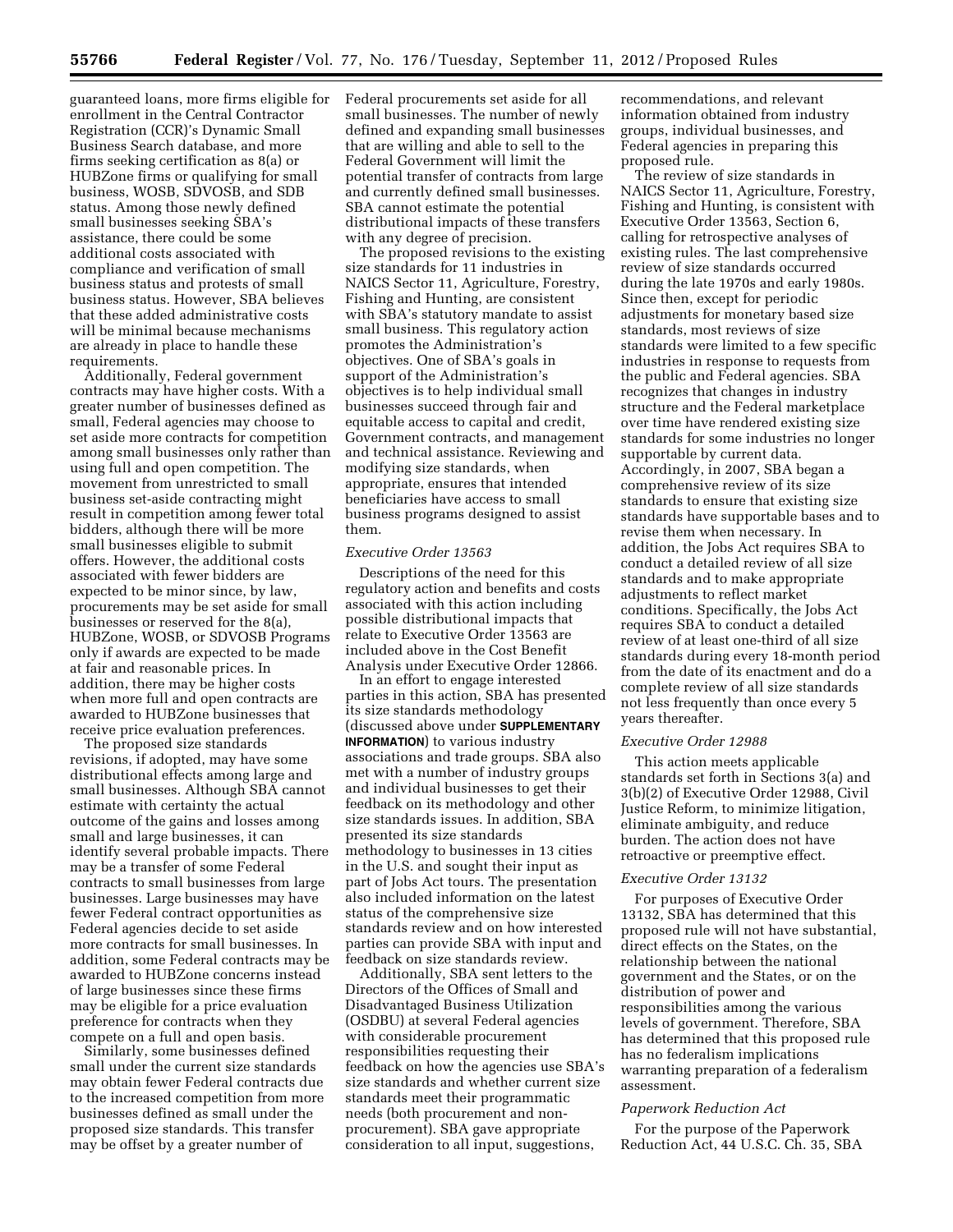guaranteed loans, more firms eligible for enrollment in the Central Contractor Registration (CCR)'s Dynamic Small Business Search database, and more firms seeking certification as 8(a) or HUBZone firms or qualifying for small business, WOSB, SDVOSB, and SDB status. Among those newly defined small businesses seeking SBA's assistance, there could be some additional costs associated with compliance and verification of small business status and protests of small business status. However, SBA believes that these added administrative costs will be minimal because mechanisms are already in place to handle these requirements.

Additionally, Federal government contracts may have higher costs. With a greater number of businesses defined as small, Federal agencies may choose to set aside more contracts for competition among small businesses only rather than using full and open competition. The movement from unrestricted to small business set-aside contracting might result in competition among fewer total bidders, although there will be more small businesses eligible to submit offers. However, the additional costs associated with fewer bidders are expected to be minor since, by law, procurements may be set aside for small businesses or reserved for the 8(a), HUBZone, WOSB, or SDVOSB Programs only if awards are expected to be made at fair and reasonable prices. In addition, there may be higher costs when more full and open contracts are awarded to HUBZone businesses that receive price evaluation preferences.

The proposed size standards revisions, if adopted, may have some distributional effects among large and small businesses. Although SBA cannot estimate with certainty the actual outcome of the gains and losses among small and large businesses, it can identify several probable impacts. There may be a transfer of some Federal contracts to small businesses from large businesses. Large businesses may have fewer Federal contract opportunities as Federal agencies decide to set aside more contracts for small businesses. In addition, some Federal contracts may be awarded to HUBZone concerns instead of large businesses since these firms may be eligible for a price evaluation preference for contracts when they compete on a full and open basis.

Similarly, some businesses defined small under the current size standards may obtain fewer Federal contracts due to the increased competition from more businesses defined as small under the proposed size standards. This transfer may be offset by a greater number of Federal procurements set aside for all small businesses. The number of newly defined and expanding small businesses that are willing and able to sell to the Federal Government will limit the potential transfer of contracts from large and currently defined small businesses. SBA cannot estimate the potential distributional impacts of these transfers with any degree of precision.

The proposed revisions to the existing size standards for 11 industries in NAICS Sector 11, Agriculture, Forestry, Fishing and Hunting, are consistent with SBA's statutory mandate to assist small business. This regulatory action promotes the Administration's objectives. One of SBA's goals in support of the Administration's objectives is to help individual small businesses succeed through fair and equitable access to capital and credit, Government contracts, and management and technical assistance. Reviewing and modifying size standards, when appropriate, ensures that intended beneficiaries have access to small business programs designed to assist them.

### *Executive Order 13563*

Descriptions of the need for this regulatory action and benefits and costs associated with this action including possible distributional impacts that relate to Executive Order 13563 are included above in the Cost Benefit Analysis under Executive Order 12866.

In an effort to engage interested parties in this action, SBA has presented its size standards methodology (discussed above under **SUPPLEMENTARY INFORMATION**) to various industry associations and trade groups. SBA also met with a number of industry groups and individual businesses to get their feedback on its methodology and other size standards issues. In addition, SBA presented its size standards methodology to businesses in 13 cities in the U.S. and sought their input as part of Jobs Act tours. The presentation also included information on the latest status of the comprehensive size standards review and on how interested parties can provide SBA with input and feedback on size standards review.

Additionally, SBA sent letters to the Directors of the Offices of Small and Disadvantaged Business Utilization (OSDBU) at several Federal agencies with considerable procurement responsibilities requesting their feedback on how the agencies use SBA's size standards and whether current size standards meet their programmatic needs (both procurement and non-procurement). SBA gave appropriate consideration to all input, suggestions, recommendations, and relevant information obtained from industry groups, individual businesses, and Federal agencies in preparing this proposed rule.

The review of size standards in NAICS Sector 11, Agriculture, Forestry, Fishing and Hunting, is consistent with Executive Order 13563, Section 6, calling for retrospective analyses of existing rules. The last comprehensive review of size standards occurred during the late 1970s and early 1980s. Since then, except for periodic adjustments for monetary based size standards, most reviews of size standards were limited to a few specific industries in response to requests from the public and Federal agencies. SBA recognizes that changes in industry structure and the Federal marketplace over time have rendered existing size standards for some industries no longer supportable by current data. Accordingly, in 2007, SBA began a comprehensive review of its size standards to ensure that existing size standards have supportable bases and to revise them when necessary. In addition, the Jobs Act requires SBA to conduct a detailed review of all size standards and to make appropriate adjustments to reflect market conditions. Specifically, the Jobs Act requires SBA to conduct a detailed review of at least one-third of all size standards during every 18-month period from the date of its enactment and do a complete review of all size standards not less frequently than once every 5 years thereafter.

### *Executive Order 12988*

This action meets applicable standards set forth in Sections 3(a) and 3(b)(2) of Executive Order 12988, Civil Justice Reform, to minimize litigation, eliminate ambiguity, and reduce burden. The action does not have retroactive or preemptive effect.

### *Executive Order 13132*

For purposes of Executive Order 13132, SBA has determined that this proposed rule will not have substantial, direct effects on the States, on the relationship between the national government and the States, or on the distribution of power and responsibilities among the various levels of government. Therefore, SBA has determined that this proposed rule has no federalism implications warranting preparation of a federalism assessment.

### *Paperwork Reduction Act*

For the purpose of the Paperwork Reduction Act, 44 U.S.C. Ch. 35, SBA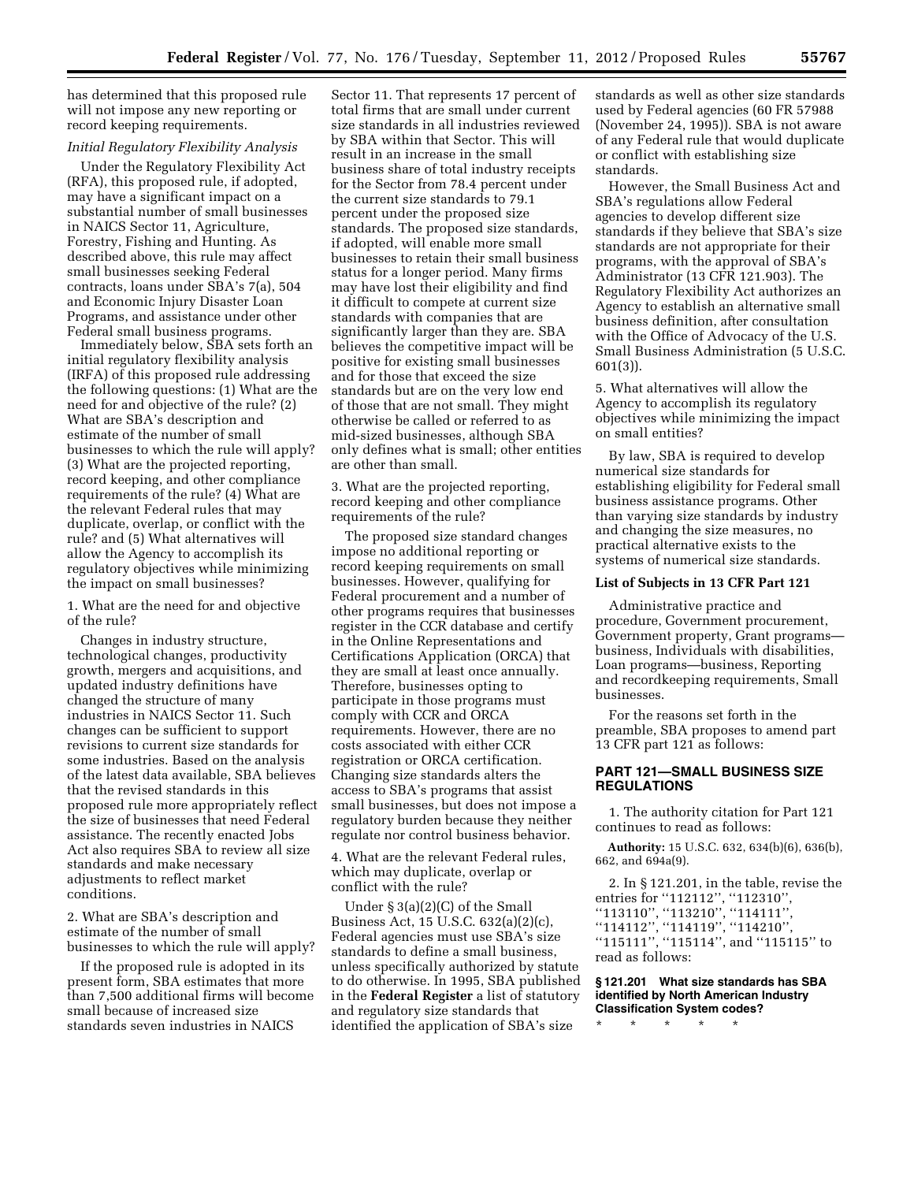has determined that this proposed rule will not impose any new reporting or record keeping requirements.

*Initial Regulatory Flexibility Analysis*

Under the Regulatory Flexibility Act (RFA), this proposed rule, if adopted, may have a significant impact on a substantial number of small businesses in NAICS Sector 11, Agriculture, Forestry, Fishing and Hunting. As described above, this rule may affect small businesses seeking Federal contracts, loans under SBA's 7(a), 504 and Economic Injury Disaster Loan Programs, and assistance under other Federal small business programs.

Immediately below, SBA sets forth an initial regulatory flexibility analysis (IRFA) of this proposed rule addressing the following questions: (1) What are the need for and objective of the rule? (2) What are SBA's description and estimate of the number of small businesses to which the rule will apply? (3) What are the projected reporting, record keeping, and other compliance requirements of the rule? (4) What are the relevant Federal rules that may duplicate, overlap, or conflict with the rule? and (5) What alternatives will allow the Agency to accomplish its regulatory objectives while minimizing the impact on small businesses?

1. What are the need for and objective of the rule?

Changes in industry structure, technological changes, productivity growth, mergers and acquisitions, and updated industry definitions have changed the structure of many industries in NAICS Sector 11. Such changes can be sufficient to support revisions to current size standards for some industries. Based on the analysis of the latest data available, SBA believes that the revised standards in this proposed rule more appropriately reflect the size of businesses that need Federal assistance. The recently enacted Jobs Act also requires SBA to review all size standards and make necessary adjustments to reflect market conditions.

2. What are SBA's description and estimate of the number of small businesses to which the rule will apply?

If the proposed rule is adopted in its present form, SBA estimates that more than 7,500 additional firms will become small because of increased size standards seven industries in NAICS Sector 11. That represents 17 percent of total firms that are small under current size standards in all industries reviewed by SBA within that Sector. This will result in an increase in the small business share of total industry receipts for the Sector from 78.4 percent under the current size standards to 79.1 percent under the proposed size standards. The proposed size standards, if adopted, will enable more small businesses to retain their small business status for a longer period. Many firms may have lost their eligibility and find it difficult to compete at current size standards with companies that are significantly larger than they are. SBA believes the competitive impact will be positive for existing small businesses and for those that exceed the size standards but are on the very low end of those that are not small. They might otherwise be called or referred to as mid-sized businesses, although SBA only defines what is small; other entities are other than small.

3. What are the projected reporting, record keeping and other compliance requirements of the rule?

The proposed size standard changes impose no additional reporting or record keeping requirements on small businesses. However, qualifying for Federal procurement and a number of other programs requires that businesses register in the CCR database and certify in the Online Representations and Certifications Application (ORCA) that they are small at least once annually. Therefore, businesses opting to participate in those programs must comply with CCR and ORCA requirements. However, there are no costs associated with either CCR registration or ORCA certification. Changing size standards alters the access to SBA's programs that assist small businesses, but does not impose a regulatory burden because they neither regulate nor control business behavior.

4. What are the relevant Federal rules, which may duplicate, overlap or conflict with the rule?

Under § 3(a)(2)(C) of the Small Business Act, 15 U.S.C. 632(a)(2)(c), Federal agencies must use SBA's size standards to define a small business, unless specifically authorized by statute to do otherwise. In 1995, SBA published in the **Federal Register** a list of statutory and regulatory size standards that identified the application of SBA's size standards as well as other size standards used by Federal agencies (60 FR 57988 (November 24, 1995)). SBA is not aware of any Federal rule that would duplicate or conflict with establishing size standards.

However, the Small Business Act and SBA's regulations allow Federal agencies to develop different size standards if they believe that SBA's size standards are not appropriate for their programs, with the approval of SBA's Administrator (13 CFR 121.903). The Regulatory Flexibility Act authorizes an Agency to establish an alternative small business definition, after consultation with the Office of Advocacy of the U.S. Small Business Administration (5 U.S.C. 601(3)).

5. What alternatives will allow the Agency to accomplish its regulatory objectives while minimizing the impact on small entities?

By law, SBA is required to develop numerical size standards for establishing eligibility for Federal small business assistance programs. Other than varying size standards by industry and changing the size measures, no practical alternative exists to the systems of numerical size standards.

**List of Subjects in 13 CFR Part 121**

Administrative practice and procedure, Government procurement, Government property, Grant programs—business, Individuals with disabilities, Loan programs—business, Reporting and recordkeeping requirements, Small businesses.

For the reasons set forth in the preamble, SBA proposes to amend part 13 CFR part 121 as follows:

**PART 121—SMALL BUSINESS SIZE REGULATIONS**

1. The authority citation for Part 121 continues to read as follows:

**Authority:** 15 U.S.C. 632, 634(b)(6), 636(b), 662, and 694a(9).

2. In § 121.201, in the table, revise the entries for ''112112'', ''112310'', ''113110'', ''113210'', ''114111'', ''114112'', ''114119'', ''114210'', ''115111'', ''115114'', and ''115115'' to read as follows:

**§ 121.201 What size standards has SBA identified by North American Industry Classification System codes?**

\* \* \* \* \*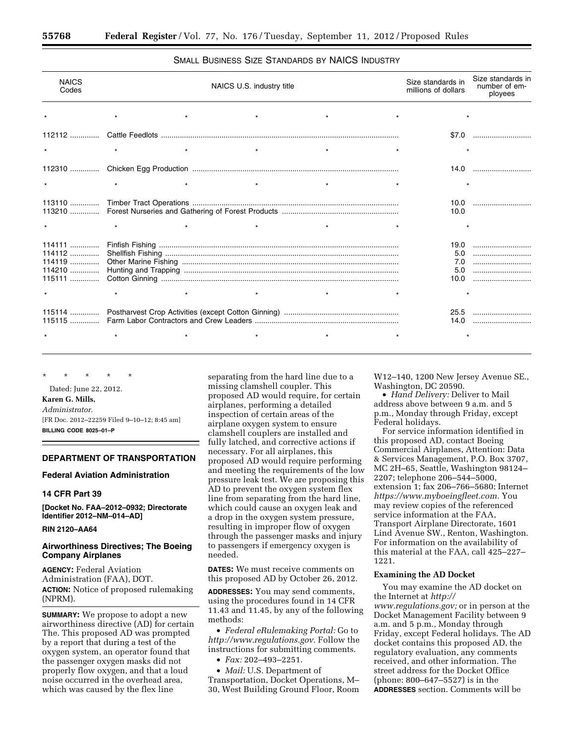SMALL BUSINESS SIZE STANDARDS BY NAICS INDUSTRY

| NAICS Codes | NAICS U.S. industry title | Size standards in millions of dollars | Size standards in number of employees |
|---|---|---|---|
| * | * * * * * | * | |
| 112112 | Cattle Feedlots | $7.0 | |
| * | * * * * * | * | |
| 112310 | Chicken Egg Production | 14.0 | |
| * | * * * * * | * | |
| 113110 | Timber Tract Operations | 10.0 | |
| 113210 | Forest Nurseries and Gathering of Forest Products | 10.0 | |
| * | * * * * * | * | |
| 114111 | Finfish Fishing | 19.0 | |
| 114112 | Shellfish Fishing | 5.0 | |
| 114119 | Other Marine Fishing | 7.0 | |
| 114210 | Hunting and Trapping | 5.0 | |
| 115111 | Cotton Ginning | 10.0 | |
| * | * * * * * | * | |
| 115114 | Postharvest Crop Activities (except Cotton Ginning) | 25.5 | |
| 115115 | Farm Labor Contractors and Crew Leaders | 14.0 | |
| * | * * * * * | * | |

\* \* \* \* \*

Dated: June 22, 2012.

**Karen G. Mills,**

*Administrator.*

[FR Doc. 2012–22259 Filed 9–10–12; 8:45 am]

**BILLING CODE 8025–01–P**

## DEPARTMENT OF TRANSPORTATION

### Federal Aviation Administration

### 14 CFR Part 39

**[Docket No. FAA–2012–0932; Directorate Identifier 2012–NM–014–AD]**

**RIN 2120–AA64**

### Airworthiness Directives; The Boeing Company Airplanes

**AGENCY:** Federal Aviation Administration (FAA), DOT.

**ACTION:** Notice of proposed rulemaking (NPRM).

**SUMMARY:** We propose to adopt a new airworthiness directive (AD) for certain The. This proposed AD was prompted by a report that during a test of the oxygen system, an operator found that the passenger oxygen masks did not properly flow oxygen, and that a loud noise occurred in the overhead area, which was caused by the flex line separating from the hard line due to a missing clamshell coupler. This proposed AD would require, for certain airplanes, performing a detailed inspection of certain areas of the airplane oxygen system to ensure clamshell couplers are installed and fully latched, and corrective actions if necessary. For all airplanes, this proposed AD would require performing and meeting the requirements of the low pressure leak test. We are proposing this AD to prevent the oxygen system flex line from separating from the hard line, which could cause an oxygen leak and a drop in the oxygen system pressure, resulting in improper flow of oxygen through the passenger masks and injury to passengers if emergency oxygen is needed.

**DATES:** We must receive comments on this proposed AD by October 26, 2012.

**ADDRESSES:** You may send comments, using the procedures found in 14 CFR 11.43 and 11.45, by any of the following methods:

- *Federal eRulemaking Portal:* Go to *http://www.regulations.gov*. Follow the instructions for submitting comments.
- *Fax:* 202–493–2251.
- *Mail:* U.S. Department of Transportation, Docket Operations, M–30, West Building Ground Floor, Room W12–140, 1200 New Jersey Avenue SE., Washington, DC 20590.
- *Hand Delivery:* Deliver to Mail address above between 9 a.m. and 5 p.m., Monday through Friday, except Federal holidays.

For service information identified in this proposed AD, contact Boeing Commercial Airplanes, Attention: Data & Services Management, P.O. Box 3707, MC 2H–65, Seattle, Washington 98124–2207; telephone 206–544–5000, extension 1; fax 206–766–5680; Internet *https://www.myboeingfleet.com*. You may review copies of the referenced service information at the FAA, Transport Airplane Directorate, 1601 Lind Avenue SW., Renton, Washington. For information on the availability of this material at the FAA, call 425–227–1221.

**Examining the AD Docket**

You may examine the AD docket on the Internet at *http://www.regulations.gov;* or in person at the Docket Management Facility between 9 a.m. and 5 p.m., Monday through Friday, except Federal holidays. The AD docket contains this proposed AD, the regulatory evaluation, any comments received, and other information. The street address for the Docket Office (phone: 800–647–5527) is in the **ADDRESSES** section. Comments will be